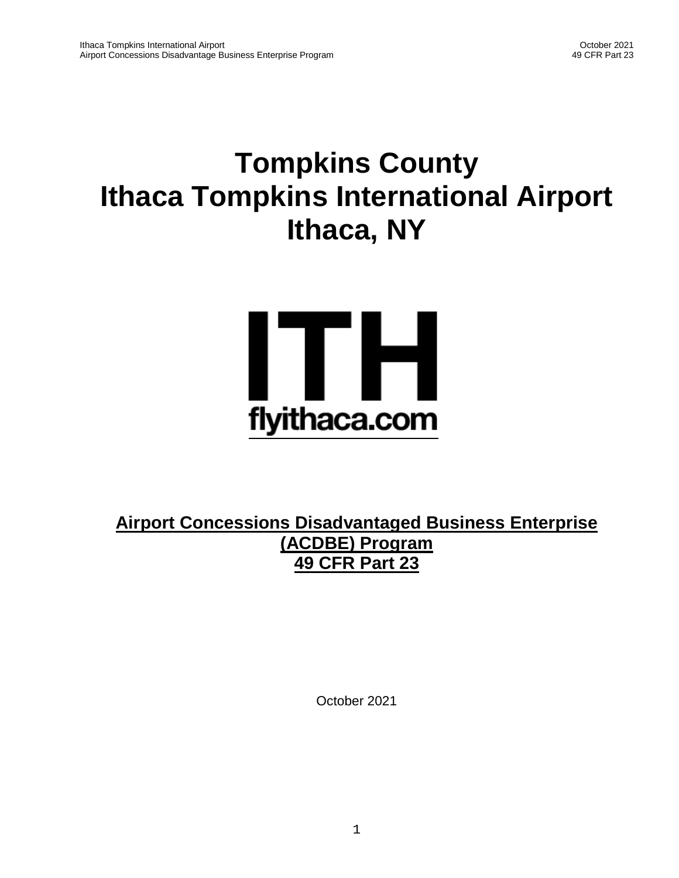# Tompkins County
# Ithaca Tompkins International Airport
# Ithaca, NY

ITH
flyithaca.com

**Airport Concessions Disadvantaged Business Enterprise (ACDBE) Program**
**49 CFR Part 23**

October 2021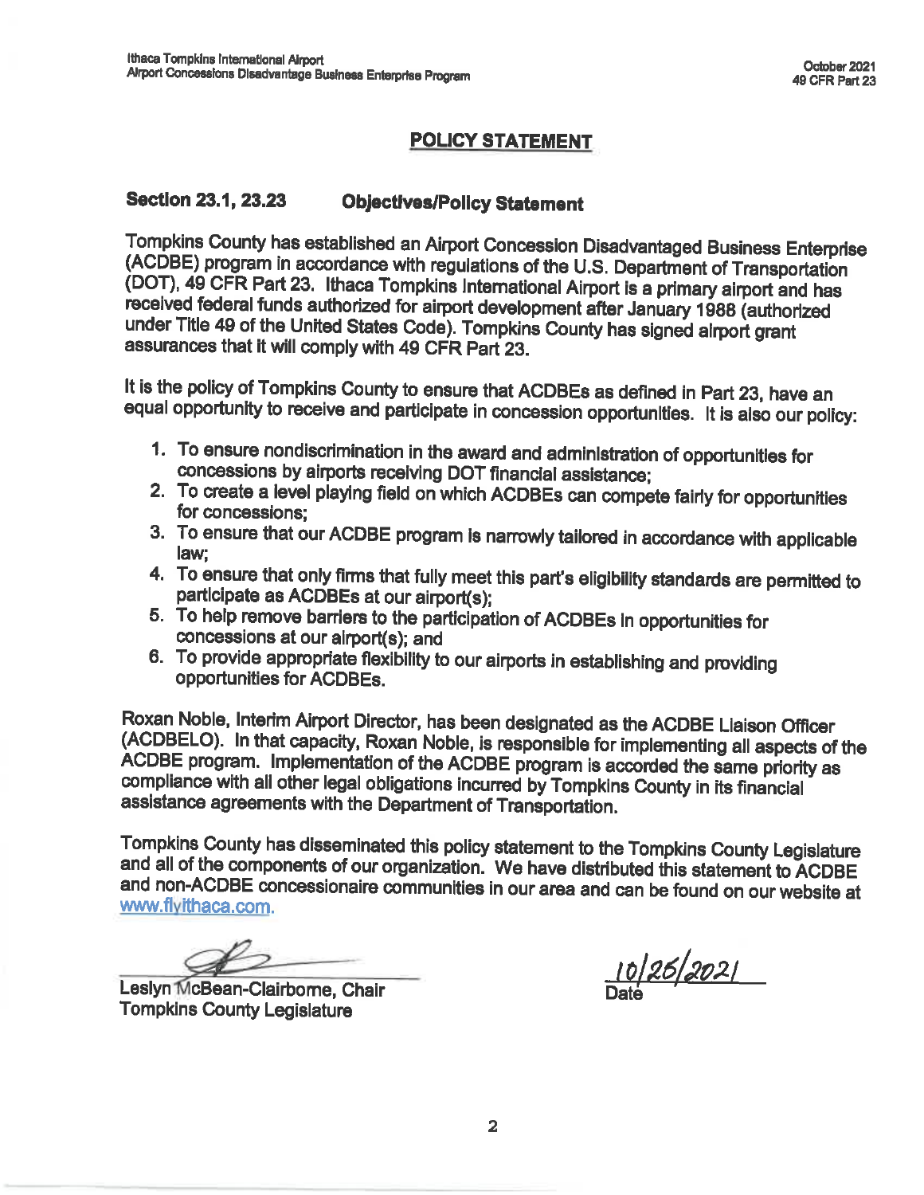# POLICY STATEMENT

## Section 23.1, 23.23 Objectives/Policy Statement

Tompkins County has established an Airport Concession Disadvantaged Business Enterprise (ACDBE) program in accordance with regulations of the U.S. Department of Transportation (DOT), 49 CFR Part 23. Ithaca Tompkins International Airport is a primary airport and has received federal funds authorized for airport development after January 1988 (authorized under Title 49 of the United States Code). Tompkins County has signed airport grant assurances that it will comply with 49 CFR Part 23.

It is the policy of Tompkins County to ensure that ACDBEs as defined in Part 23, have an equal opportunity to receive and participate in concession opportunities. It is also our policy:

1. To ensure nondiscrimination in the award and administration of opportunities for concessions by airports receiving DOT financial assistance;
2. To create a level playing field on which ACDBEs can compete fairly for opportunities for concessions;
3. To ensure that our ACDBE program is narrowly tailored in accordance with applicable law;
4. To ensure that only firms that fully meet this part's eligibility standards are permitted to participate as ACDBEs at our airport(s);
5. To help remove barriers to the participation of ACDBEs in opportunities for concessions at our airport(s); and
6. To provide appropriate flexibility to our airports in establishing and providing opportunities for ACDBEs.

Roxan Noble, Interim Airport Director, has been designated as the ACDBE Liaison Officer (ACDBELO). In that capacity, Roxan Noble, is responsible for implementing all aspects of the ACDBE program. Implementation of the ACDBE program is accorded the same priority as compliance with all other legal obligations incurred by Tompkins County in its financial assistance agreements with the Department of Transportation.

Tompkins County has disseminated this policy statement to the Tompkins County Legislature and all of the components of our organization. We have distributed this statement to ACDBE and non-ACDBE concessionaire communities in our area and can be found on our website at www.flyithaca.com.

Leslyn McBean-Clairborne, Chair
Tompkins County Legislature

10/26/2021
Date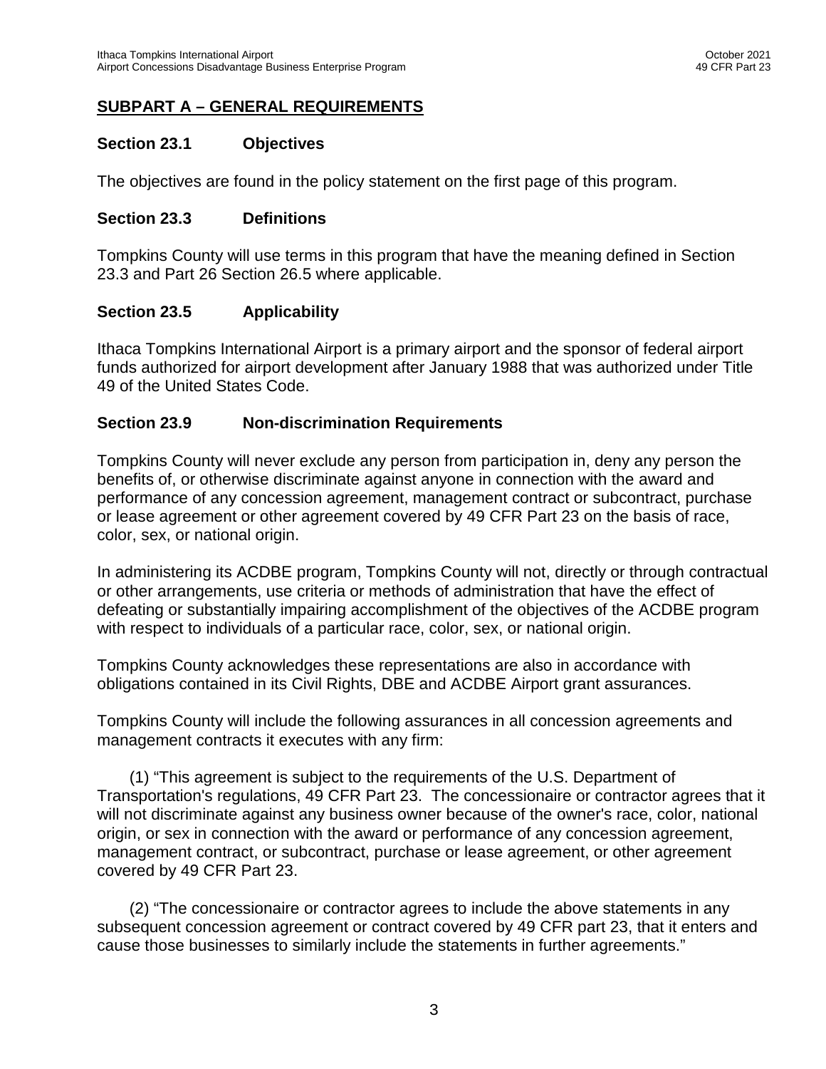## SUBPART A – GENERAL REQUIREMENTS

### Section 23.1 Objectives

The objectives are found in the policy statement on the first page of this program.

### Section 23.3 Definitions

Tompkins County will use terms in this program that have the meaning defined in Section 23.3 and Part 26 Section 26.5 where applicable.

### Section 23.5 Applicability

Ithaca Tompkins International Airport is a primary airport and the sponsor of federal airport funds authorized for airport development after January 1988 that was authorized under Title 49 of the United States Code.

### Section 23.9 Non-discrimination Requirements

Tompkins County will never exclude any person from participation in, deny any person the benefits of, or otherwise discriminate against anyone in connection with the award and performance of any concession agreement, management contract or subcontract, purchase or lease agreement or other agreement covered by 49 CFR Part 23 on the basis of race, color, sex, or national origin.

In administering its ACDBE program, Tompkins County will not, directly or through contractual or other arrangements, use criteria or methods of administration that have the effect of defeating or substantially impairing accomplishment of the objectives of the ACDBE program with respect to individuals of a particular race, color, sex, or national origin.

Tompkins County acknowledges these representations are also in accordance with obligations contained in its Civil Rights, DBE and ACDBE Airport grant assurances.

Tompkins County will include the following assurances in all concession agreements and management contracts it executes with any firm:

(1) "This agreement is subject to the requirements of the U.S. Department of Transportation's regulations, 49 CFR Part 23. The concessionaire or contractor agrees that it will not discriminate against any business owner because of the owner's race, color, national origin, or sex in connection with the award or performance of any concession agreement, management contract, or subcontract, purchase or lease agreement, or other agreement covered by 49 CFR Part 23.

(2) "The concessionaire or contractor agrees to include the above statements in any subsequent concession agreement or contract covered by 49 CFR part 23, that it enters and cause those businesses to similarly include the statements in further agreements."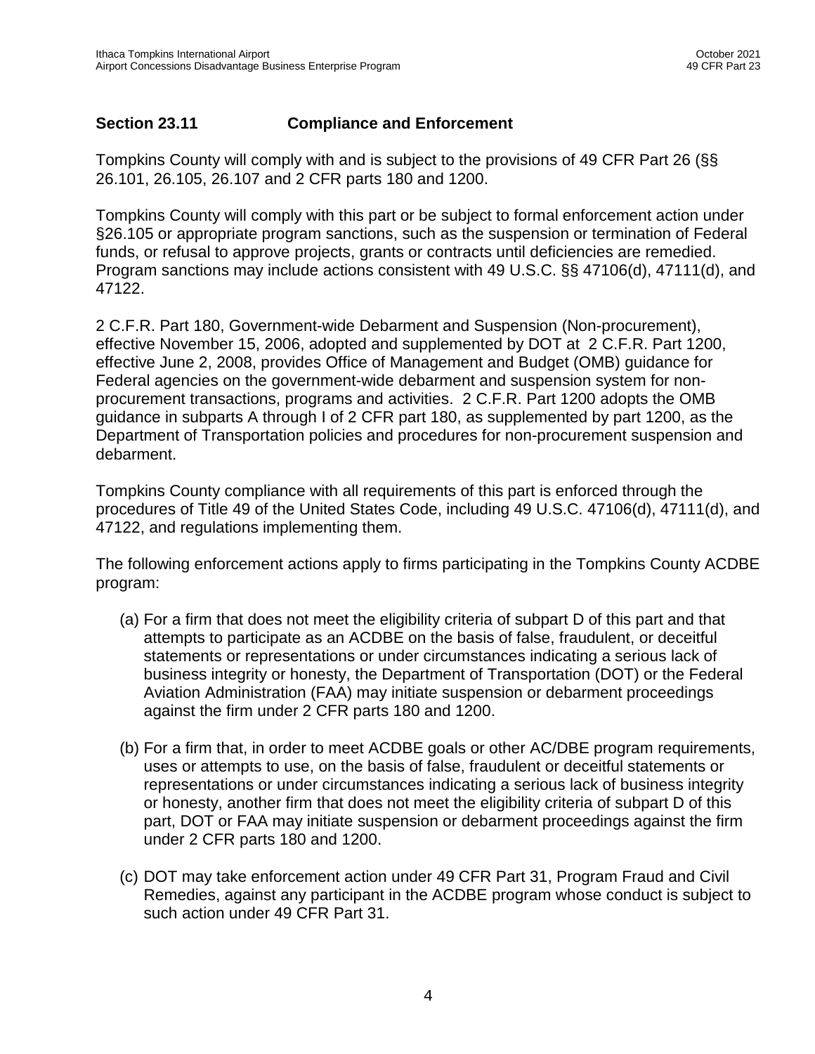## Section 23.11 Compliance and Enforcement

Tompkins County will comply with and is subject to the provisions of 49 CFR Part 26 (§§ 26.101, 26.105, 26.107 and 2 CFR parts 180 and 1200.

Tompkins County will comply with this part or be subject to formal enforcement action under §26.105 or appropriate program sanctions, such as the suspension or termination of Federal funds, or refusal to approve projects, grants or contracts until deficiencies are remedied. Program sanctions may include actions consistent with 49 U.S.C. §§ 47106(d), 47111(d), and 47122.

2 C.F.R. Part 180, Government-wide Debarment and Suspension (Non-procurement), effective November 15, 2006, adopted and supplemented by DOT at 2 C.F.R. Part 1200, effective June 2, 2008, provides Office of Management and Budget (OMB) guidance for Federal agencies on the government-wide debarment and suspension system for non-procurement transactions, programs and activities. 2 C.F.R. Part 1200 adopts the OMB guidance in subparts A through I of 2 CFR part 180, as supplemented by part 1200, as the Department of Transportation policies and procedures for non-procurement suspension and debarment.

Tompkins County compliance with all requirements of this part is enforced through the procedures of Title 49 of the United States Code, including 49 U.S.C. 47106(d), 47111(d), and 47122, and regulations implementing them.

The following enforcement actions apply to firms participating in the Tompkins County ACDBE program:

(a) For a firm that does not meet the eligibility criteria of subpart D of this part and that attempts to participate as an ACDBE on the basis of false, fraudulent, or deceitful statements or representations or under circumstances indicating a serious lack of business integrity or honesty, the Department of Transportation (DOT) or the Federal Aviation Administration (FAA) may initiate suspension or debarment proceedings against the firm under 2 CFR parts 180 and 1200.

(b) For a firm that, in order to meet ACDBE goals or other AC/DBE program requirements, uses or attempts to use, on the basis of false, fraudulent or deceitful statements or representations or under circumstances indicating a serious lack of business integrity or honesty, another firm that does not meet the eligibility criteria of subpart D of this part, DOT or FAA may initiate suspension or debarment proceedings against the firm under 2 CFR parts 180 and 1200.

(c) DOT may take enforcement action under 49 CFR Part 31, Program Fraud and Civil Remedies, against any participant in the ACDBE program whose conduct is subject to such action under 49 CFR Part 31.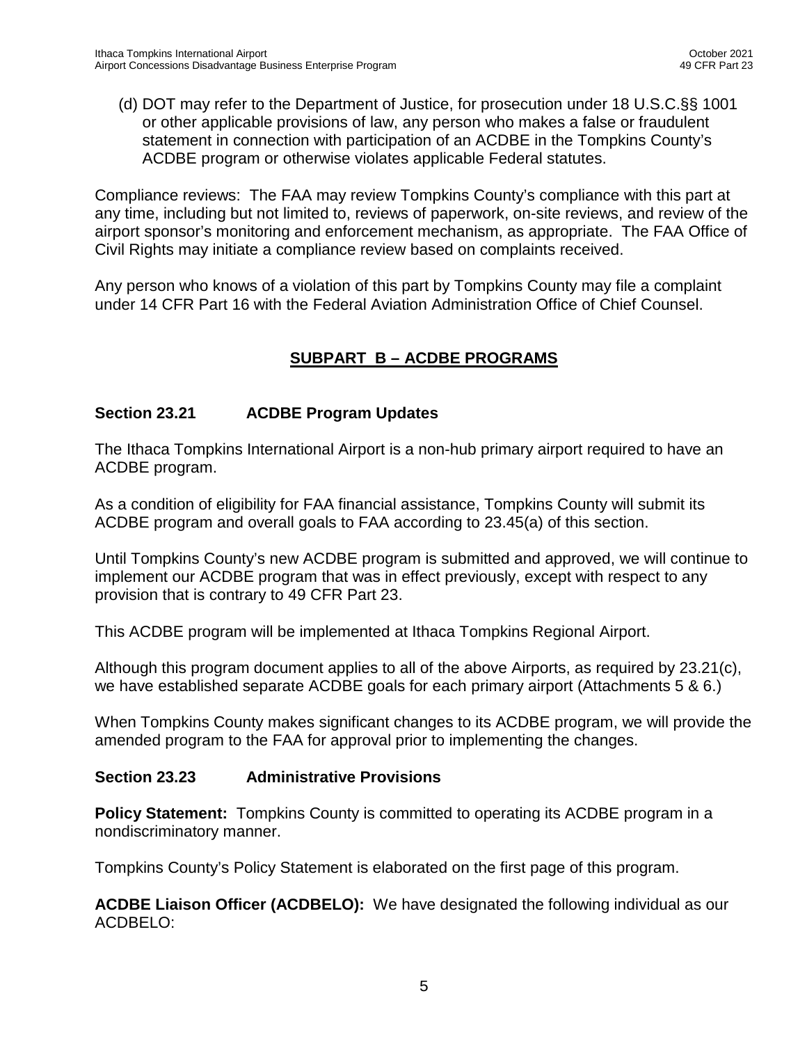(d) DOT may refer to the Department of Justice, for prosecution under 18 U.S.C.§§ 1001 or other applicable provisions of law, any person who makes a false or fraudulent statement in connection with participation of an ACDBE in the Tompkins County's ACDBE program or otherwise violates applicable Federal statutes.

Compliance reviews: The FAA may review Tompkins County's compliance with this part at any time, including but not limited to, reviews of paperwork, on-site reviews, and review of the airport sponsor's monitoring and enforcement mechanism, as appropriate. The FAA Office of Civil Rights may initiate a compliance review based on complaints received.

Any person who knows of a violation of this part by Tompkins County may file a complaint under 14 CFR Part 16 with the Federal Aviation Administration Office of Chief Counsel.

## SUBPART B – ACDBE PROGRAMS

### Section 23.21 ACDBE Program Updates

The Ithaca Tompkins International Airport is a non-hub primary airport required to have an ACDBE program.

As a condition of eligibility for FAA financial assistance, Tompkins County will submit its ACDBE program and overall goals to FAA according to 23.45(a) of this section.

Until Tompkins County's new ACDBE program is submitted and approved, we will continue to implement our ACDBE program that was in effect previously, except with respect to any provision that is contrary to 49 CFR Part 23.

This ACDBE program will be implemented at Ithaca Tompkins Regional Airport.

Although this program document applies to all of the above Airports, as required by 23.21(c), we have established separate ACDBE goals for each primary airport (Attachments 5 & 6.)

When Tompkins County makes significant changes to its ACDBE program, we will provide the amended program to the FAA for approval prior to implementing the changes.

### Section 23.23 Administrative Provisions

**Policy Statement:** Tompkins County is committed to operating its ACDBE program in a nondiscriminatory manner.

Tompkins County's Policy Statement is elaborated on the first page of this program.

**ACDBE Liaison Officer (ACDBELO):** We have designated the following individual as our ACDBELO: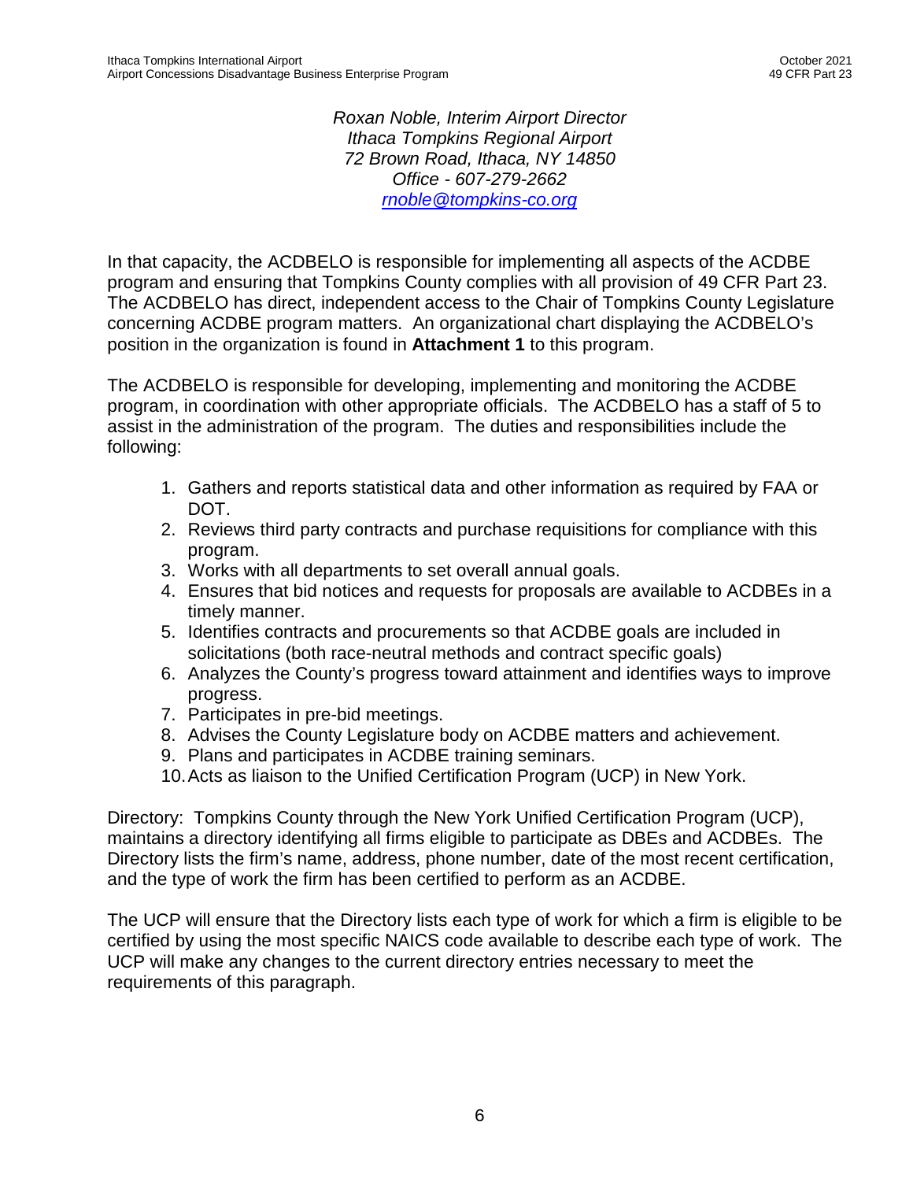*Roxan Noble, Interim Airport Director*
*Ithaca Tompkins Regional Airport*
*72 Brown Road, Ithaca, NY 14850*
*Office - 607-279-2662*
*[rnoble@tompkins-co.org](mailto:rnoble@tompkins-co.org)*

In that capacity, the ACDBELO is responsible for implementing all aspects of the ACDBE program and ensuring that Tompkins County complies with all provision of 49 CFR Part 23. The ACDBELO has direct, independent access to the Chair of Tompkins County Legislature concerning ACDBE program matters. An organizational chart displaying the ACDBELO's position in the organization is found in **Attachment 1** to this program.

The ACDBELO is responsible for developing, implementing and monitoring the ACDBE program, in coordination with other appropriate officials. The ACDBELO has a staff of 5 to assist in the administration of the program. The duties and responsibilities include the following:

1. Gathers and reports statistical data and other information as required by FAA or DOT.
2. Reviews third party contracts and purchase requisitions for compliance with this program.
3. Works with all departments to set overall annual goals.
4. Ensures that bid notices and requests for proposals are available to ACDBEs in a timely manner.
5. Identifies contracts and procurements so that ACDBE goals are included in solicitations (both race-neutral methods and contract specific goals)
6. Analyzes the County's progress toward attainment and identifies ways to improve progress.
7. Participates in pre-bid meetings.
8. Advises the County Legislature body on ACDBE matters and achievement.
9. Plans and participates in ACDBE training seminars.
10. Acts as liaison to the Unified Certification Program (UCP) in New York.

Directory: Tompkins County through the New York Unified Certification Program (UCP), maintains a directory identifying all firms eligible to participate as DBEs and ACDBEs. The Directory lists the firm's name, address, phone number, date of the most recent certification, and the type of work the firm has been certified to perform as an ACDBE.

The UCP will ensure that the Directory lists each type of work for which a firm is eligible to be certified by using the most specific NAICS code available to describe each type of work. The UCP will make any changes to the current directory entries necessary to meet the requirements of this paragraph.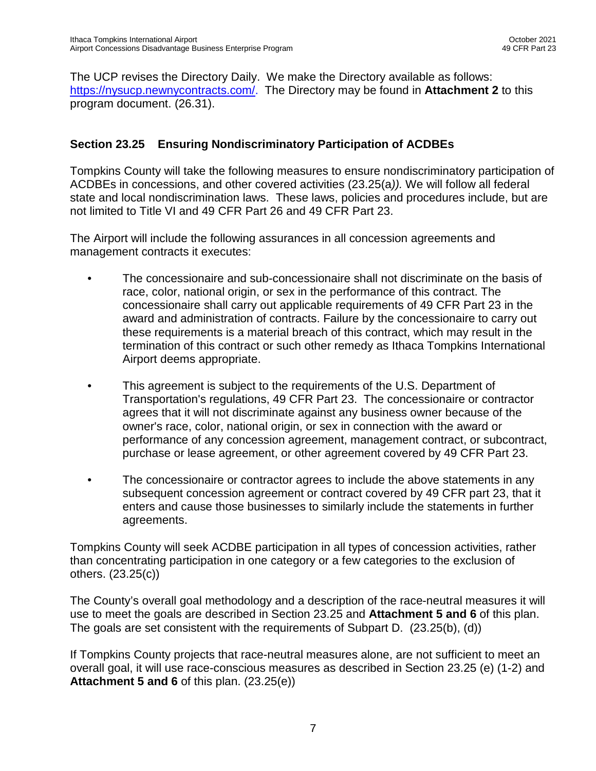The UCP revises the Directory Daily. We make the Directory available as follows: https://nysucp.newnycontracts.com/. The Directory may be found in **Attachment 2** to this program document. (26.31).

## Section 23.25 Ensuring Nondiscriminatory Participation of ACDBEs

Tompkins County will take the following measures to ensure nondiscriminatory participation of ACDBEs in concessions, and other covered activities (23.25(a*)).* We will follow all federal state and local nondiscrimination laws. These laws, policies and procedures include, but are not limited to Title VI and 49 CFR Part 26 and 49 CFR Part 23.

The Airport will include the following assurances in all concession agreements and management contracts it executes:

- The concessionaire and sub-concessionaire shall not discriminate on the basis of race, color, national origin, or sex in the performance of this contract. The concessionaire shall carry out applicable requirements of 49 CFR Part 23 in the award and administration of contracts. Failure by the concessionaire to carry out these requirements is a material breach of this contract, which may result in the termination of this contract or such other remedy as Ithaca Tompkins International Airport deems appropriate.
- This agreement is subject to the requirements of the U.S. Department of Transportation's regulations, 49 CFR Part 23. The concessionaire or contractor agrees that it will not discriminate against any business owner because of the owner's race, color, national origin, or sex in connection with the award or performance of any concession agreement, management contract, or subcontract, purchase or lease agreement, or other agreement covered by 49 CFR Part 23.
- The concessionaire or contractor agrees to include the above statements in any subsequent concession agreement or contract covered by 49 CFR part 23, that it enters and cause those businesses to similarly include the statements in further agreements.

Tompkins County will seek ACDBE participation in all types of concession activities, rather than concentrating participation in one category or a few categories to the exclusion of others. (23.25(c))

The County's overall goal methodology and a description of the race-neutral measures it will use to meet the goals are described in Section 23.25 and **Attachment 5 and 6** of this plan. The goals are set consistent with the requirements of Subpart D. (23.25(b), (d))

If Tompkins County projects that race-neutral measures alone, are not sufficient to meet an overall goal, it will use race-conscious measures as described in Section 23.25 (e) (1-2) and **Attachment 5 and 6** of this plan. (23.25(e))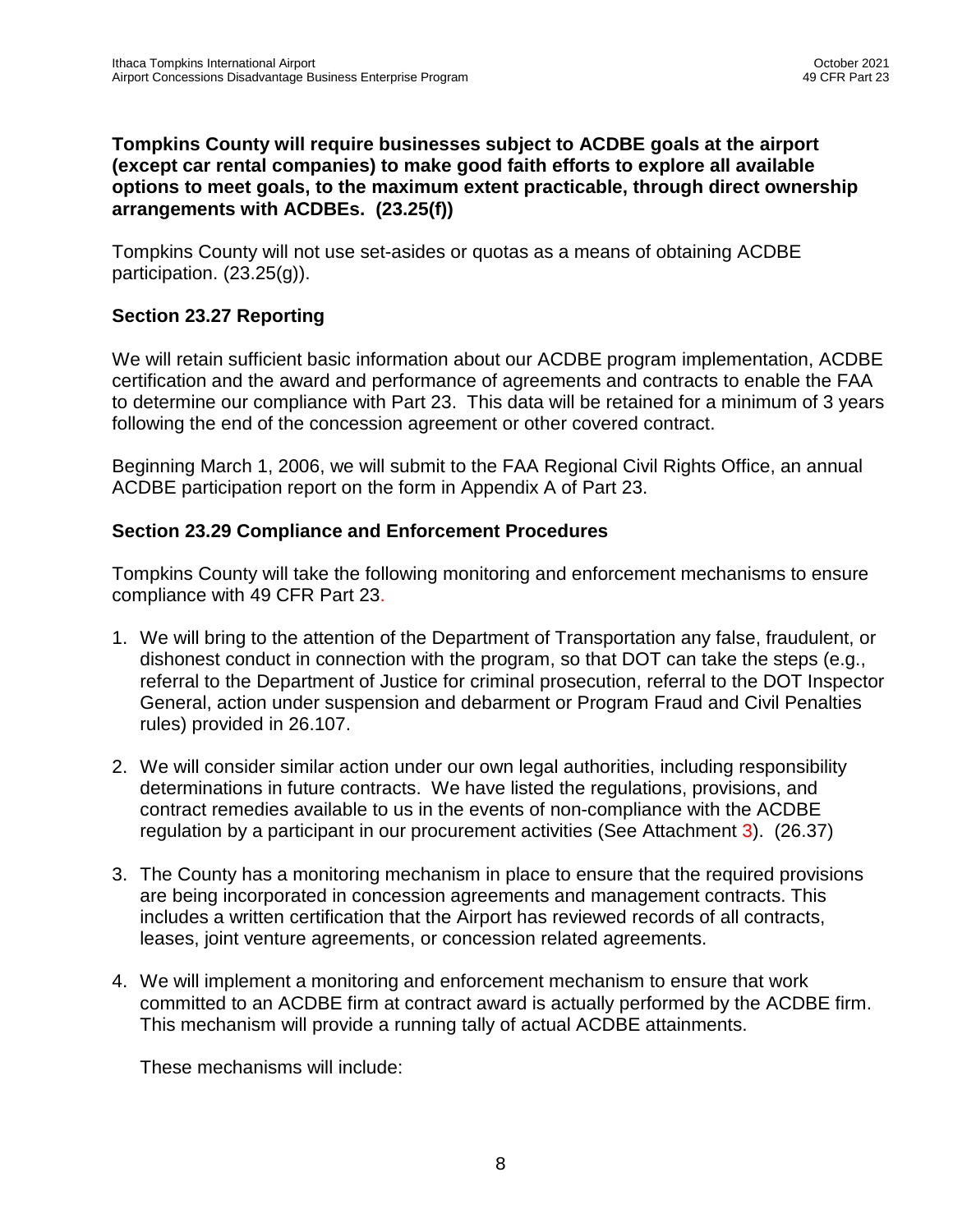**Tompkins County will require businesses subject to ACDBE goals at the airport (except car rental companies) to make good faith efforts to explore all available options to meet goals, to the maximum extent practicable, through direct ownership arrangements with ACDBEs. (23.25(f))**

Tompkins County will not use set-asides or quotas as a means of obtaining ACDBE participation. (23.25(g)).

## Section 23.27 Reporting

We will retain sufficient basic information about our ACDBE program implementation, ACDBE certification and the award and performance of agreements and contracts to enable the FAA to determine our compliance with Part 23. This data will be retained for a minimum of 3 years following the end of the concession agreement or other covered contract.

Beginning March 1, 2006, we will submit to the FAA Regional Civil Rights Office, an annual ACDBE participation report on the form in Appendix A of Part 23.

## Section 23.29 Compliance and Enforcement Procedures

Tompkins County will take the following monitoring and enforcement mechanisms to ensure compliance with 49 CFR Part 23.

1. We will bring to the attention of the Department of Transportation any false, fraudulent, or dishonest conduct in connection with the program, so that DOT can take the steps (e.g., referral to the Department of Justice for criminal prosecution, referral to the DOT Inspector General, action under suspension and debarment or Program Fraud and Civil Penalties rules) provided in 26.107.

2. We will consider similar action under our own legal authorities, including responsibility determinations in future contracts. We have listed the regulations, provisions, and contract remedies available to us in the events of non-compliance with the ACDBE regulation by a participant in our procurement activities (See Attachment 3). (26.37)

3. The County has a monitoring mechanism in place to ensure that the required provisions are being incorporated in concession agreements and management contracts. This includes a written certification that the Airport has reviewed records of all contracts, leases, joint venture agreements, or concession related agreements.

4. We will implement a monitoring and enforcement mechanism to ensure that work committed to an ACDBE firm at contract award is actually performed by the ACDBE firm. This mechanism will provide a running tally of actual ACDBE attainments.

   These mechanisms will include: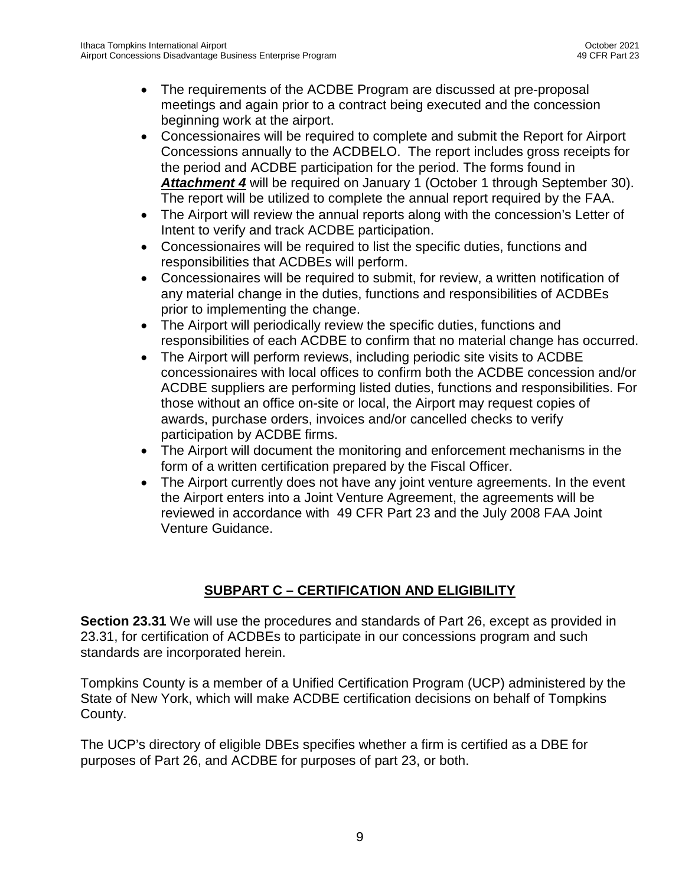- The requirements of the ACDBE Program are discussed at pre-proposal meetings and again prior to a contract being executed and the concession beginning work at the airport.
- Concessionaires will be required to complete and submit the Report for Airport Concessions annually to the ACDBELO. The report includes gross receipts for the period and ACDBE participation for the period. The forms found in ***Attachment 4*** will be required on January 1 (October 1 through September 30). The report will be utilized to complete the annual report required by the FAA.
- The Airport will review the annual reports along with the concession's Letter of Intent to verify and track ACDBE participation.
- Concessionaires will be required to list the specific duties, functions and responsibilities that ACDBEs will perform.
- Concessionaires will be required to submit, for review, a written notification of any material change in the duties, functions and responsibilities of ACDBEs prior to implementing the change.
- The Airport will periodically review the specific duties, functions and responsibilities of each ACDBE to confirm that no material change has occurred.
- The Airport will perform reviews, including periodic site visits to ACDBE concessionaires with local offices to confirm both the ACDBE concession and/or ACDBE suppliers are performing listed duties, functions and responsibilities. For those without an office on-site or local, the Airport may request copies of awards, purchase orders, invoices and/or cancelled checks to verify participation by ACDBE firms.
- The Airport will document the monitoring and enforcement mechanisms in the form of a written certification prepared by the Fiscal Officer.
- The Airport currently does not have any joint venture agreements. In the event the Airport enters into a Joint Venture Agreement, the agreements will be reviewed in accordance with 49 CFR Part 23 and the July 2008 FAA Joint Venture Guidance.

## SUBPART C – CERTIFICATION AND ELIGIBILITY

**Section 23.31** We will use the procedures and standards of Part 26, except as provided in 23.31, for certification of ACDBEs to participate in our concessions program and such standards are incorporated herein.

Tompkins County is a member of a Unified Certification Program (UCP) administered by the State of New York, which will make ACDBE certification decisions on behalf of Tompkins County.

The UCP's directory of eligible DBEs specifies whether a firm is certified as a DBE for purposes of Part 26, and ACDBE for purposes of part 23, or both.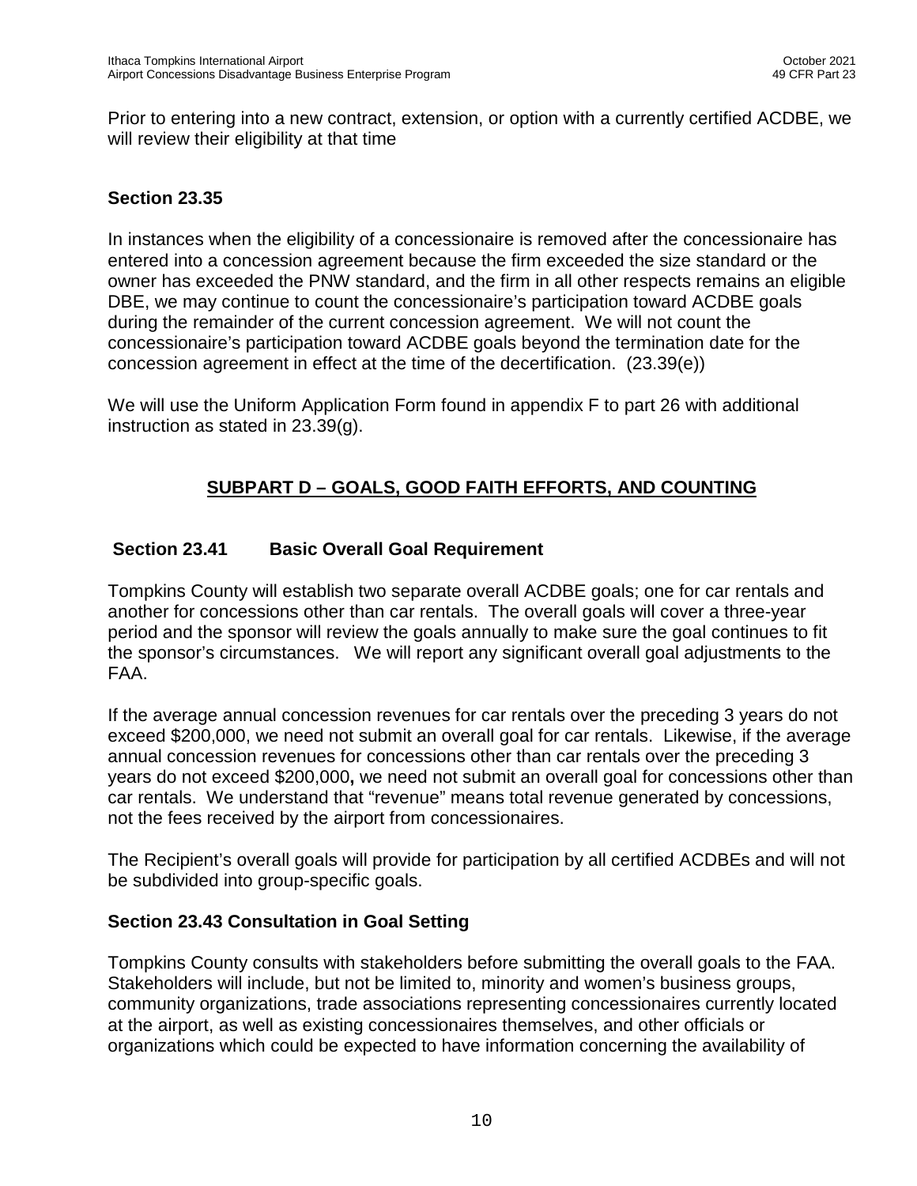Prior to entering into a new contract, extension, or option with a currently certified ACDBE, we will review their eligibility at that time

### Section 23.35

In instances when the eligibility of a concessionaire is removed after the concessionaire has entered into a concession agreement because the firm exceeded the size standard or the owner has exceeded the PNW standard, and the firm in all other respects remains an eligible DBE, we may continue to count the concessionaire's participation toward ACDBE goals during the remainder of the current concession agreement. We will not count the concessionaire's participation toward ACDBE goals beyond the termination date for the concession agreement in effect at the time of the decertification. (23.39(e))

We will use the Uniform Application Form found in appendix F to part 26 with additional instruction as stated in 23.39(g).

## SUBPART D – GOALS, GOOD FAITH EFFORTS, AND COUNTING

### Section 23.41 Basic Overall Goal Requirement

Tompkins County will establish two separate overall ACDBE goals; one for car rentals and another for concessions other than car rentals. The overall goals will cover a three-year period and the sponsor will review the goals annually to make sure the goal continues to fit the sponsor's circumstances. We will report any significant overall goal adjustments to the FAA.

If the average annual concession revenues for car rentals over the preceding 3 years do not exceed $200,000, we need not submit an overall goal for car rentals. Likewise, if the average annual concession revenues for concessions other than car rentals over the preceding 3 years do not exceed $200,000**,** we need not submit an overall goal for concessions other than car rentals. We understand that "revenue" means total revenue generated by concessions, not the fees received by the airport from concessionaires.

The Recipient's overall goals will provide for participation by all certified ACDBEs and will not be subdivided into group-specific goals.

### Section 23.43 Consultation in Goal Setting

Tompkins County consults with stakeholders before submitting the overall goals to the FAA. Stakeholders will include, but not be limited to, minority and women's business groups, community organizations, trade associations representing concessionaires currently located at the airport, as well as existing concessionaires themselves, and other officials or organizations which could be expected to have information concerning the availability of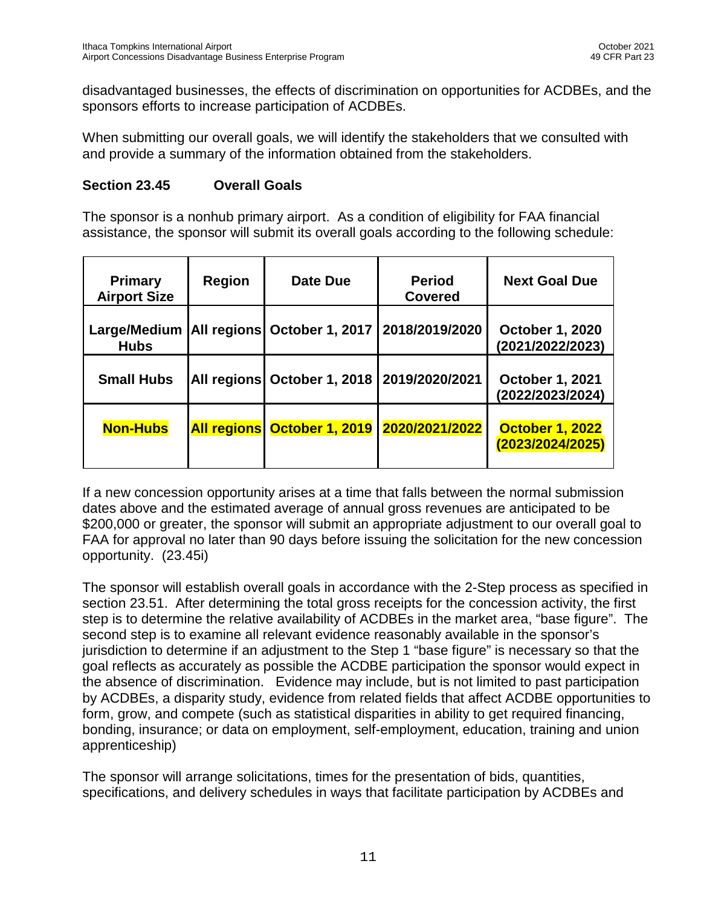disadvantaged businesses, the effects of discrimination on opportunities for ACDBEs, and the sponsors efforts to increase participation of ACDBEs.

When submitting our overall goals, we will identify the stakeholders that we consulted with and provide a summary of the information obtained from the stakeholders.

### Section 23.45 Overall Goals

The sponsor is a nonhub primary airport. As a condition of eligibility for FAA financial assistance, the sponsor will submit its overall goals according to the following schedule:

| Primary Airport Size | Region | Date Due | Period Covered | Next Goal Due |
|---|---|---|---|---|
| Large/Medium Hubs | All regions | October 1, 2017 | 2018/2019/2020 | October 1, 2020 (2021/2022/2023) |
| Small Hubs | All regions | October 1, 2018 | 2019/2020/2021 | October 1, 2021 (2022/2023/2024) |
| Non-Hubs | All regions | October 1, 2019 | 2020/2021/2022 | October 1, 2022 (2023/2024/2025) |

If a new concession opportunity arises at a time that falls between the normal submission dates above and the estimated average of annual gross revenues are anticipated to be $200,000 or greater, the sponsor will submit an appropriate adjustment to our overall goal to FAA for approval no later than 90 days before issuing the solicitation for the new concession opportunity. (23.45i)

The sponsor will establish overall goals in accordance with the 2-Step process as specified in section 23.51. After determining the total gross receipts for the concession activity, the first step is to determine the relative availability of ACDBEs in the market area, "base figure". The second step is to examine all relevant evidence reasonably available in the sponsor's jurisdiction to determine if an adjustment to the Step 1 "base figure" is necessary so that the goal reflects as accurately as possible the ACDBE participation the sponsor would expect in the absence of discrimination. Evidence may include, but is not limited to past participation by ACDBEs, a disparity study, evidence from related fields that affect ACDBE opportunities to form, grow, and compete (such as statistical disparities in ability to get required financing, bonding, insurance; or data on employment, self-employment, education, training and union apprenticeship)

The sponsor will arrange solicitations, times for the presentation of bids, quantities, specifications, and delivery schedules in ways that facilitate participation by ACDBEs and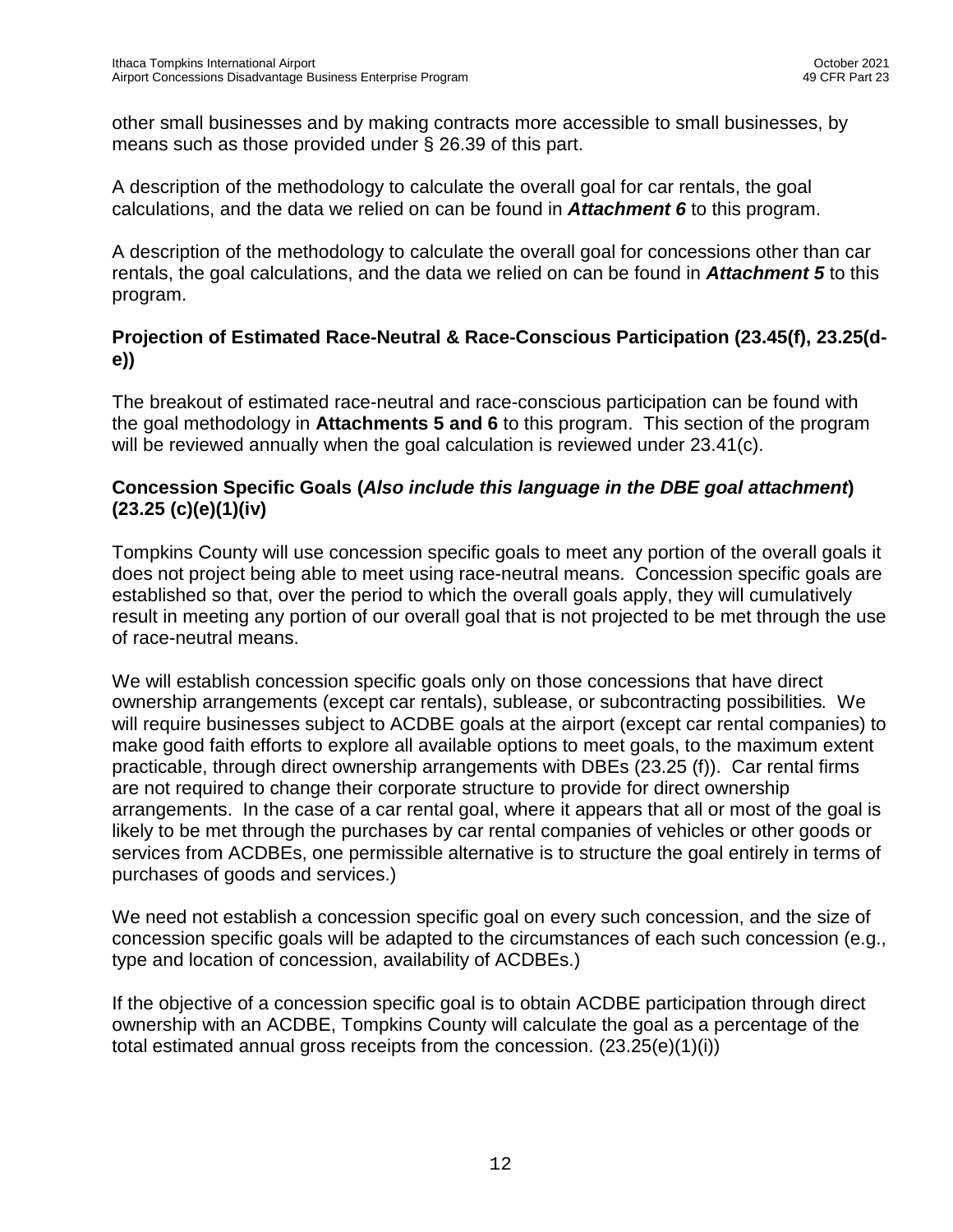other small businesses and by making contracts more accessible to small businesses, by means such as those provided under § 26.39 of this part.

A description of the methodology to calculate the overall goal for car rentals, the goal calculations, and the data we relied on can be found in ***Attachment 6*** to this program.

A description of the methodology to calculate the overall goal for concessions other than car rentals, the goal calculations, and the data we relied on can be found in ***Attachment 5*** to this program.

### Projection of Estimated Race-Neutral & Race-Conscious Participation (23.45(f), 23.25(d-e))

The breakout of estimated race-neutral and race-conscious participation can be found with the goal methodology in **Attachments 5 and 6** to this program. This section of the program will be reviewed annually when the goal calculation is reviewed under 23.41(c).

### Concession Specific Goals (*Also include this language in the DBE goal attachment*) (23.25 (c)(e)(1)(iv)

Tompkins County will use concession specific goals to meet any portion of the overall goals it does not project being able to meet using race-neutral means. Concession specific goals are established so that, over the period to which the overall goals apply, they will cumulatively result in meeting any portion of our overall goal that is not projected to be met through the use of race-neutral means.

We will establish concession specific goals only on those concessions that have direct ownership arrangements (except car rentals), sublease, or subcontracting possibilities*.* We will require businesses subject to ACDBE goals at the airport (except car rental companies) to make good faith efforts to explore all available options to meet goals, to the maximum extent practicable, through direct ownership arrangements with DBEs (23.25 (f)). Car rental firms are not required to change their corporate structure to provide for direct ownership arrangements. In the case of a car rental goal, where it appears that all or most of the goal is likely to be met through the purchases by car rental companies of vehicles or other goods or services from ACDBEs, one permissible alternative is to structure the goal entirely in terms of purchases of goods and services.)

We need not establish a concession specific goal on every such concession, and the size of concession specific goals will be adapted to the circumstances of each such concession (e.g., type and location of concession, availability of ACDBEs.)

If the objective of a concession specific goal is to obtain ACDBE participation through direct ownership with an ACDBE, Tompkins County will calculate the goal as a percentage of the total estimated annual gross receipts from the concession. (23.25(e)(1)(i))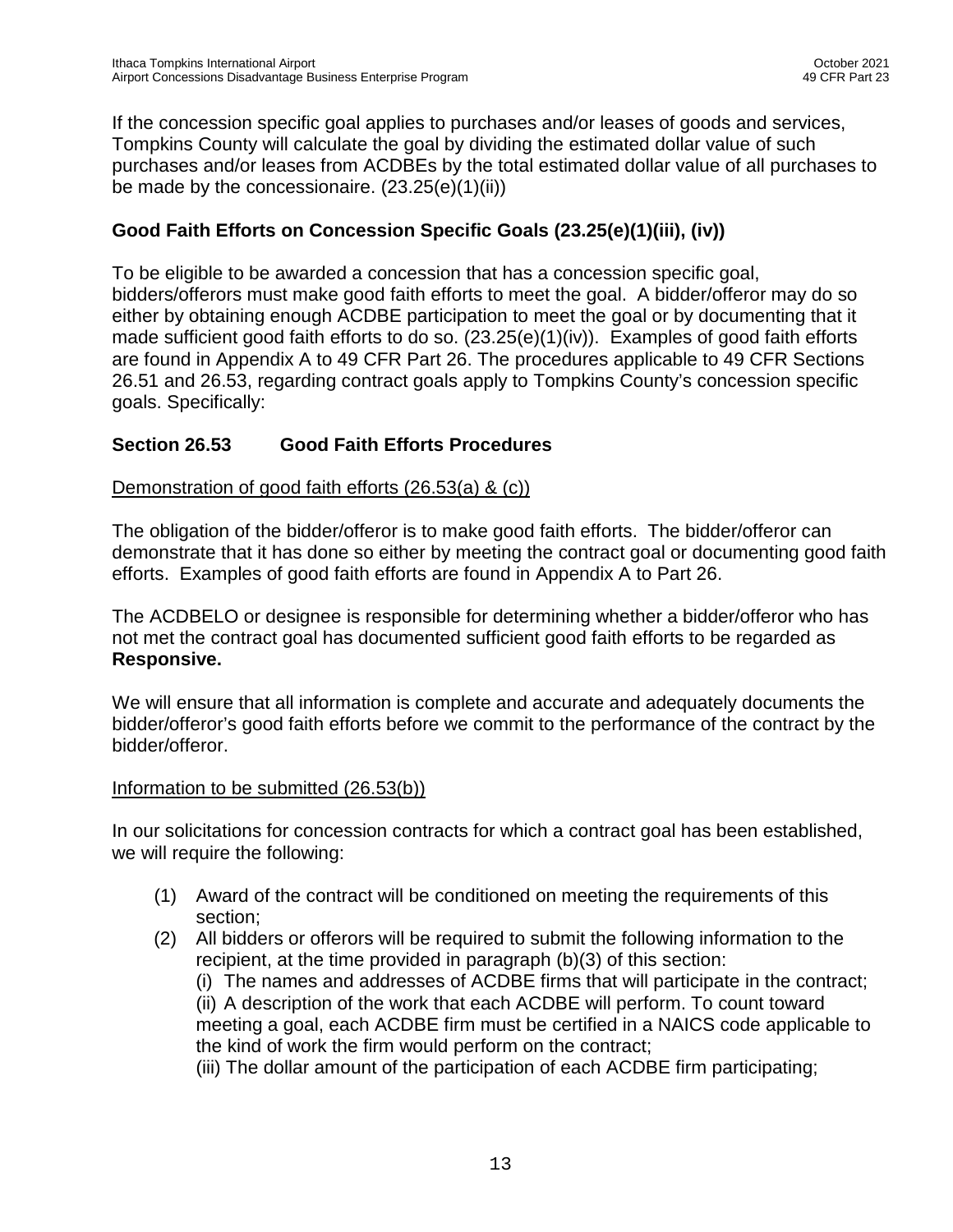If the concession specific goal applies to purchases and/or leases of goods and services, Tompkins County will calculate the goal by dividing the estimated dollar value of such purchases and/or leases from ACDBEs by the total estimated dollar value of all purchases to be made by the concessionaire. (23.25(e)(1)(ii))

### Good Faith Efforts on Concession Specific Goals (23.25(e)(1)(iii), (iv))

To be eligible to be awarded a concession that has a concession specific goal, bidders/offerors must make good faith efforts to meet the goal. A bidder/offeror may do so either by obtaining enough ACDBE participation to meet the goal or by documenting that it made sufficient good faith efforts to do so. (23.25(e)(1)(iv)). Examples of good faith efforts are found in Appendix A to 49 CFR Part 26. The procedures applicable to 49 CFR Sections 26.51 and 26.53, regarding contract goals apply to Tompkins County's concession specific goals. Specifically:

### Section 26.53 Good Faith Efforts Procedures

Demonstration of good faith efforts (26.53(a) & (c))

The obligation of the bidder/offeror is to make good faith efforts. The bidder/offeror can demonstrate that it has done so either by meeting the contract goal or documenting good faith efforts. Examples of good faith efforts are found in Appendix A to Part 26.

The ACDBELO or designee is responsible for determining whether a bidder/offeror who has not met the contract goal has documented sufficient good faith efforts to be regarded as **Responsive.**

We will ensure that all information is complete and accurate and adequately documents the bidder/offeror's good faith efforts before we commit to the performance of the contract by the bidder/offeror.

Information to be submitted (26.53(b))

In our solicitations for concession contracts for which a contract goal has been established, we will require the following:

(1) Award of the contract will be conditioned on meeting the requirements of this section;

(2) All bidders or offerors will be required to submit the following information to the recipient, at the time provided in paragraph (b)(3) of this section:

(i) The names and addresses of ACDBE firms that will participate in the contract;

(ii) A description of the work that each ACDBE will perform. To count toward meeting a goal, each ACDBE firm must be certified in a NAICS code applicable to the kind of work the firm would perform on the contract;

(iii) The dollar amount of the participation of each ACDBE firm participating;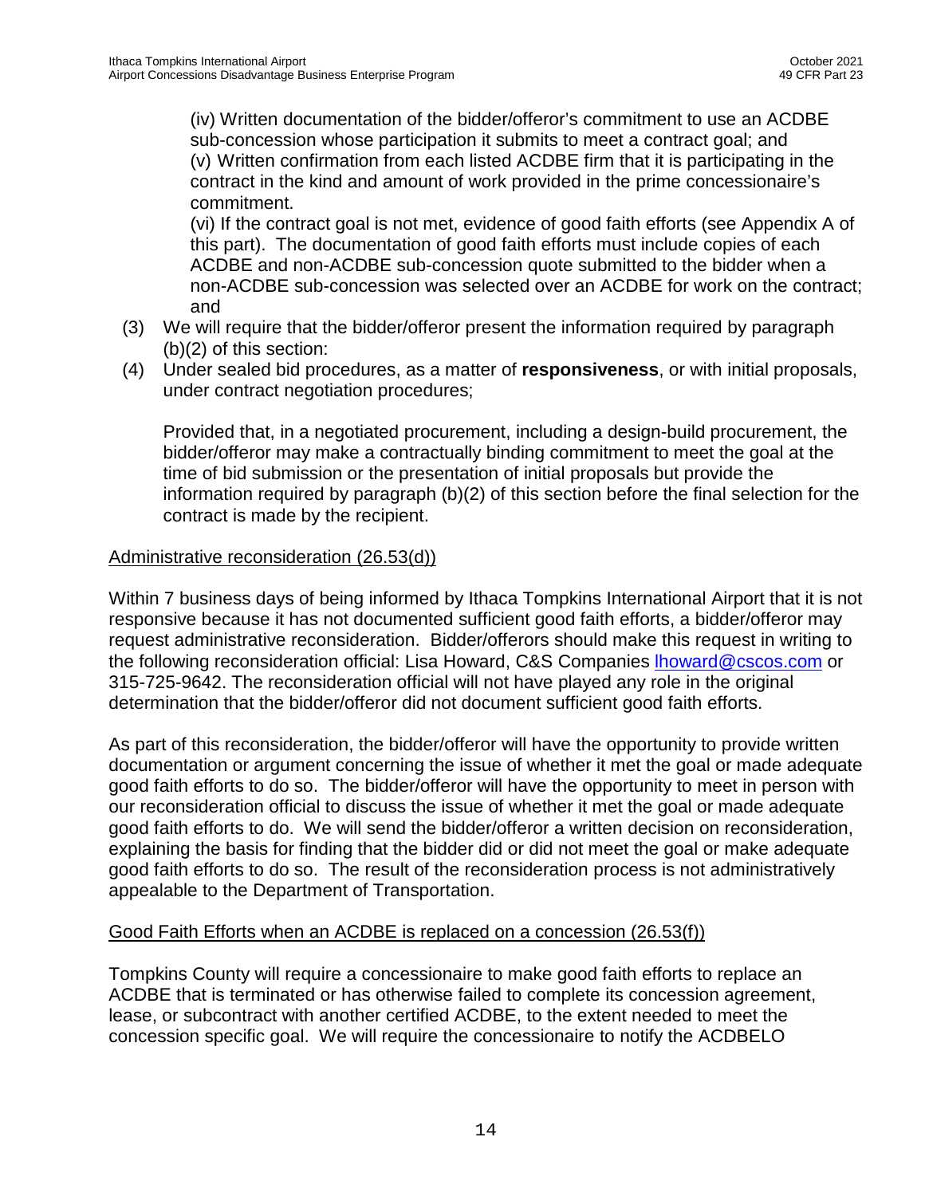(iv) Written documentation of the bidder/offeror's commitment to use an ACDBE sub-concession whose participation it submits to meet a contract goal; and
(v) Written confirmation from each listed ACDBE firm that it is participating in the contract in the kind and amount of work provided in the prime concessionaire's commitment.
(vi) If the contract goal is not met, evidence of good faith efforts (see Appendix A of this part). The documentation of good faith efforts must include copies of each ACDBE and non-ACDBE sub-concession quote submitted to the bidder when a non-ACDBE sub-concession was selected over an ACDBE for work on the contract; and

(3) We will require that the bidder/offeror present the information required by paragraph (b)(2) of this section:
(4) Under sealed bid procedures, as a matter of **responsiveness**, or with initial proposals, under contract negotiation procedures;

Provided that, in a negotiated procurement, including a design-build procurement, the bidder/offeror may make a contractually binding commitment to meet the goal at the time of bid submission or the presentation of initial proposals but provide the information required by paragraph (b)(2) of this section before the final selection for the contract is made by the recipient.

Administrative reconsideration (26.53(d))

Within 7 business days of being informed by Ithaca Tompkins International Airport that it is not responsive because it has not documented sufficient good faith efforts, a bidder/offeror may request administrative reconsideration. Bidder/offerors should make this request in writing to the following reconsideration official: Lisa Howard, C&S Companies lhoward@cscos.com or 315-725-9642. The reconsideration official will not have played any role in the original determination that the bidder/offeror did not document sufficient good faith efforts.

As part of this reconsideration, the bidder/offeror will have the opportunity to provide written documentation or argument concerning the issue of whether it met the goal or made adequate good faith efforts to do so. The bidder/offeror will have the opportunity to meet in person with our reconsideration official to discuss the issue of whether it met the goal or made adequate good faith efforts to do. We will send the bidder/offeror a written decision on reconsideration, explaining the basis for finding that the bidder did or did not meet the goal or make adequate good faith efforts to do so. The result of the reconsideration process is not administratively appealable to the Department of Transportation.

Good Faith Efforts when an ACDBE is replaced on a concession (26.53(f))

Tompkins County will require a concessionaire to make good faith efforts to replace an ACDBE that is terminated or has otherwise failed to complete its concession agreement, lease, or subcontract with another certified ACDBE, to the extent needed to meet the concession specific goal. We will require the concessionaire to notify the ACDBELO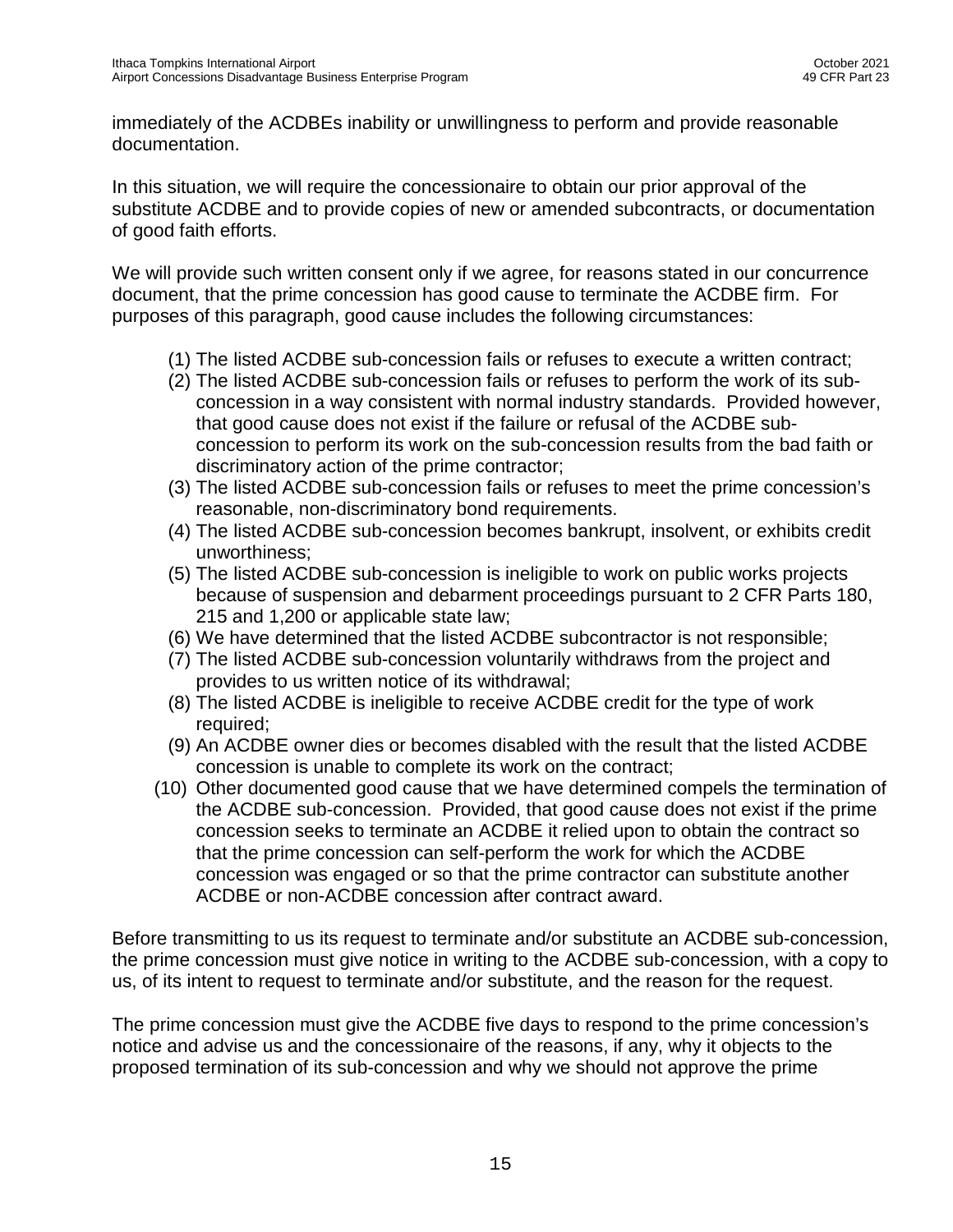immediately of the ACDBEs inability or unwillingness to perform and provide reasonable documentation.

In this situation, we will require the concessionaire to obtain our prior approval of the substitute ACDBE and to provide copies of new or amended subcontracts, or documentation of good faith efforts.

We will provide such written consent only if we agree, for reasons stated in our concurrence document, that the prime concession has good cause to terminate the ACDBE firm. For purposes of this paragraph, good cause includes the following circumstances:

1. The listed ACDBE sub-concession fails or refuses to execute a written contract;
2. The listed ACDBE sub-concession fails or refuses to perform the work of its sub-concession in a way consistent with normal industry standards. Provided however, that good cause does not exist if the failure or refusal of the ACDBE sub-concession to perform its work on the sub-concession results from the bad faith or discriminatory action of the prime contractor;
3. The listed ACDBE sub-concession fails or refuses to meet the prime concession's reasonable, non-discriminatory bond requirements.
4. The listed ACDBE sub-concession becomes bankrupt, insolvent, or exhibits credit unworthiness;
5. The listed ACDBE sub-concession is ineligible to work on public works projects because of suspension and debarment proceedings pursuant to 2 CFR Parts 180, 215 and 1,200 or applicable state law;
6. We have determined that the listed ACDBE subcontractor is not responsible;
7. The listed ACDBE sub-concession voluntarily withdraws from the project and provides to us written notice of its withdrawal;
8. The listed ACDBE is ineligible to receive ACDBE credit for the type of work required;
9. An ACDBE owner dies or becomes disabled with the result that the listed ACDBE concession is unable to complete its work on the contract;
10. Other documented good cause that we have determined compels the termination of the ACDBE sub-concession. Provided, that good cause does not exist if the prime concession seeks to terminate an ACDBE it relied upon to obtain the contract so that the prime concession can self-perform the work for which the ACDBE concession was engaged or so that the prime contractor can substitute another ACDBE or non-ACDBE concession after contract award.

Before transmitting to us its request to terminate and/or substitute an ACDBE sub-concession, the prime concession must give notice in writing to the ACDBE sub-concession, with a copy to us, of its intent to request to terminate and/or substitute, and the reason for the request.

The prime concession must give the ACDBE five days to respond to the prime concession's notice and advise us and the concessionaire of the reasons, if any, why it objects to the proposed termination of its sub-concession and why we should not approve the prime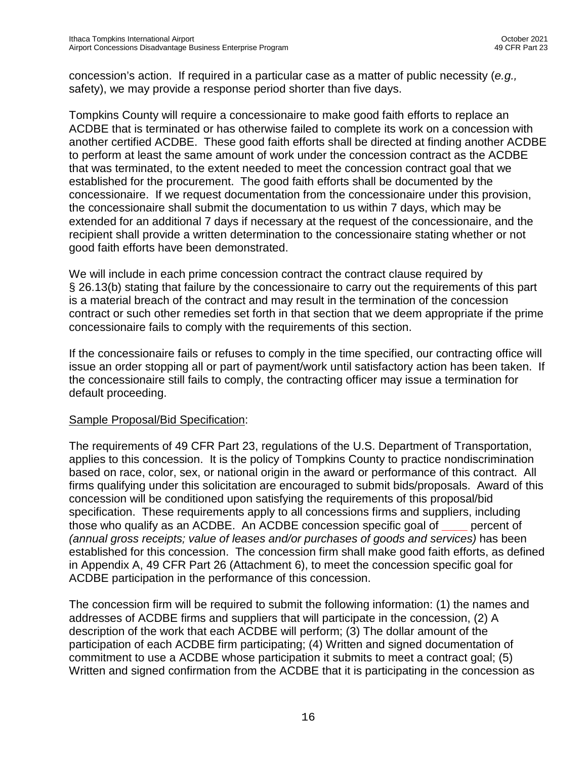concession's action. If required in a particular case as a matter of public necessity (*e.g.,* safety), we may provide a response period shorter than five days.

Tompkins County will require a concessionaire to make good faith efforts to replace an ACDBE that is terminated or has otherwise failed to complete its work on a concession with another certified ACDBE. These good faith efforts shall be directed at finding another ACDBE to perform at least the same amount of work under the concession contract as the ACDBE that was terminated, to the extent needed to meet the concession contract goal that we established for the procurement. The good faith efforts shall be documented by the concessionaire. If we request documentation from the concessionaire under this provision, the concessionaire shall submit the documentation to us within 7 days, which may be extended for an additional 7 days if necessary at the request of the concessionaire, and the recipient shall provide a written determination to the concessionaire stating whether or not good faith efforts have been demonstrated.

We will include in each prime concession contract the contract clause required by § 26.13(b) stating that failure by the concessionaire to carry out the requirements of this part is a material breach of the contract and may result in the termination of the concession contract or such other remedies set forth in that section that we deem appropriate if the prime concessionaire fails to comply with the requirements of this section.

If the concessionaire fails or refuses to comply in the time specified, our contracting office will issue an order stopping all or part of payment/work until satisfactory action has been taken. If the concessionaire still fails to comply, the contracting officer may issue a termination for default proceeding.

Sample Proposal/Bid Specification:

The requirements of 49 CFR Part 23, regulations of the U.S. Department of Transportation, applies to this concession. It is the policy of Tompkins County to practice nondiscrimination based on race, color, sex, or national origin in the award or performance of this contract. All firms qualifying under this solicitation are encouraged to submit bids/proposals. Award of this concession will be conditioned upon satisfying the requirements of this proposal/bid specification. These requirements apply to all concessions firms and suppliers, including those who qualify as an ACDBE. An ACDBE concession specific goal of ____ percent of *(annual gross receipts; value of leases and/or purchases of goods and services)* has been established for this concession. The concession firm shall make good faith efforts, as defined in Appendix A, 49 CFR Part 26 (Attachment 6), to meet the concession specific goal for ACDBE participation in the performance of this concession.

The concession firm will be required to submit the following information: (1) the names and addresses of ACDBE firms and suppliers that will participate in the concession, (2) A description of the work that each ACDBE will perform; (3) The dollar amount of the participation of each ACDBE firm participating; (4) Written and signed documentation of commitment to use a ACDBE whose participation it submits to meet a contract goal; (5) Written and signed confirmation from the ACDBE that it is participating in the concession as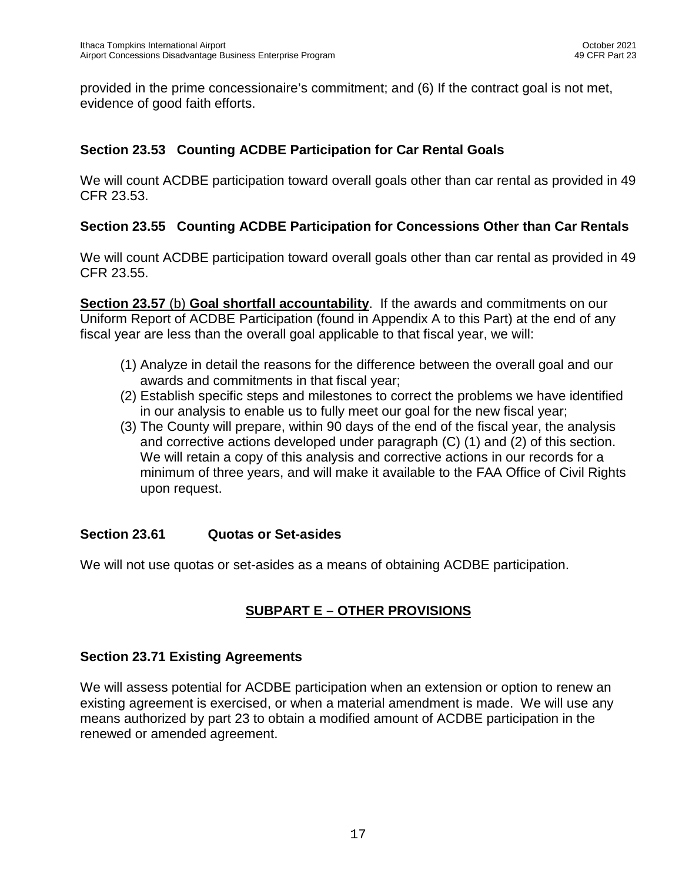provided in the prime concessionaire's commitment; and (6) If the contract goal is not met, evidence of good faith efforts.

### Section 23.53 Counting ACDBE Participation for Car Rental Goals

We will count ACDBE participation toward overall goals other than car rental as provided in 49 CFR 23.53.

### Section 23.55 Counting ACDBE Participation for Concessions Other than Car Rentals

We will count ACDBE participation toward overall goals other than car rental as provided in 49 CFR 23.55.

**Section 23.57** (b) **Goal shortfall accountability**. If the awards and commitments on our Uniform Report of ACDBE Participation (found in Appendix A to this Part) at the end of any fiscal year are less than the overall goal applicable to that fiscal year, we will:

(1) Analyze in detail the reasons for the difference between the overall goal and our awards and commitments in that fiscal year;
(2) Establish specific steps and milestones to correct the problems we have identified in our analysis to enable us to fully meet our goal for the new fiscal year;
(3) The County will prepare, within 90 days of the end of the fiscal year, the analysis and corrective actions developed under paragraph (C) (1) and (2) of this section. We will retain a copy of this analysis and corrective actions in our records for a minimum of three years, and will make it available to the FAA Office of Civil Rights upon request.

### Section 23.61 Quotas or Set-asides

We will not use quotas or set-asides as a means of obtaining ACDBE participation.

## SUBPART E – OTHER PROVISIONS

### Section 23.71 Existing Agreements

We will assess potential for ACDBE participation when an extension or option to renew an existing agreement is exercised, or when a material amendment is made. We will use any means authorized by part 23 to obtain a modified amount of ACDBE participation in the renewed or amended agreement.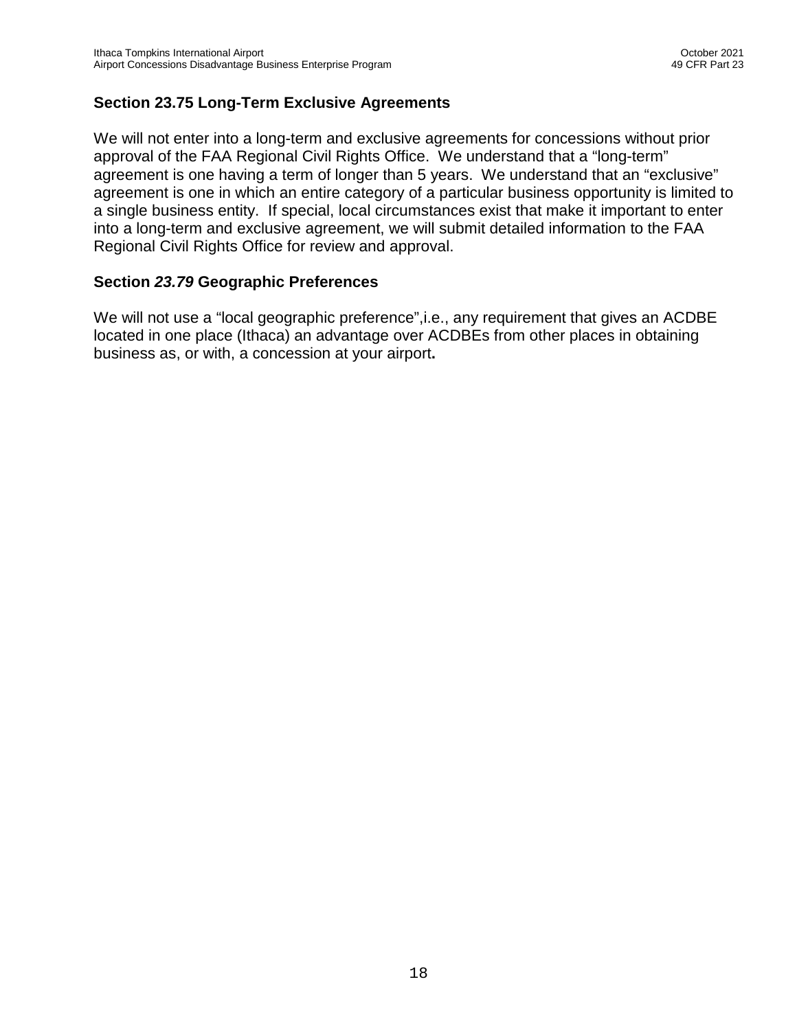## Section 23.75 Long-Term Exclusive Agreements

We will not enter into a long-term and exclusive agreements for concessions without prior approval of the FAA Regional Civil Rights Office. We understand that a "long-term" agreement is one having a term of longer than 5 years. We understand that an "exclusive" agreement is one in which an entire category of a particular business opportunity is limited to a single business entity. If special, local circumstances exist that make it important to enter into a long-term and exclusive agreement, we will submit detailed information to the FAA Regional Civil Rights Office for review and approval.

## Section *23.79* Geographic Preferences

We will not use a "local geographic preference",i.e., any requirement that gives an ACDBE located in one place (Ithaca) an advantage over ACDBEs from other places in obtaining business as, or with, a concession at your airport**.**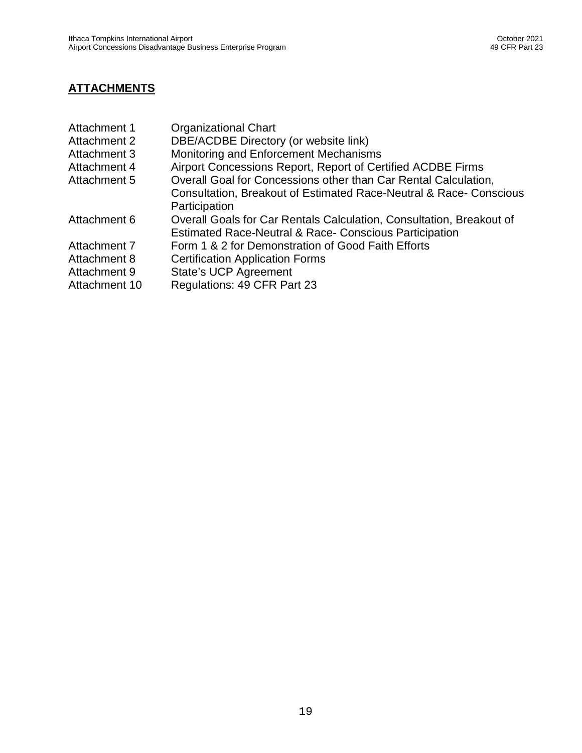## **ATTACHMENTS**

| | |
|---|---|
| Attachment 1 | Organizational Chart |
| Attachment 2 | DBE/ACDBE Directory (or website link) |
| Attachment 3 | Monitoring and Enforcement Mechanisms |
| Attachment 4 | Airport Concessions Report, Report of Certified ACDBE Firms |
| Attachment 5 | Overall Goal for Concessions other than Car Rental Calculation, Consultation, Breakout of Estimated Race-Neutral & Race- Conscious Participation |
| Attachment 6 | Overall Goals for Car Rentals Calculation, Consultation, Breakout of Estimated Race-Neutral & Race- Conscious Participation |
| Attachment 7 | Form 1 & 2 for Demonstration of Good Faith Efforts |
| Attachment 8 | Certification Application Forms |
| Attachment 9 | State's UCP Agreement |
| Attachment 10 | Regulations: 49 CFR Part 23 |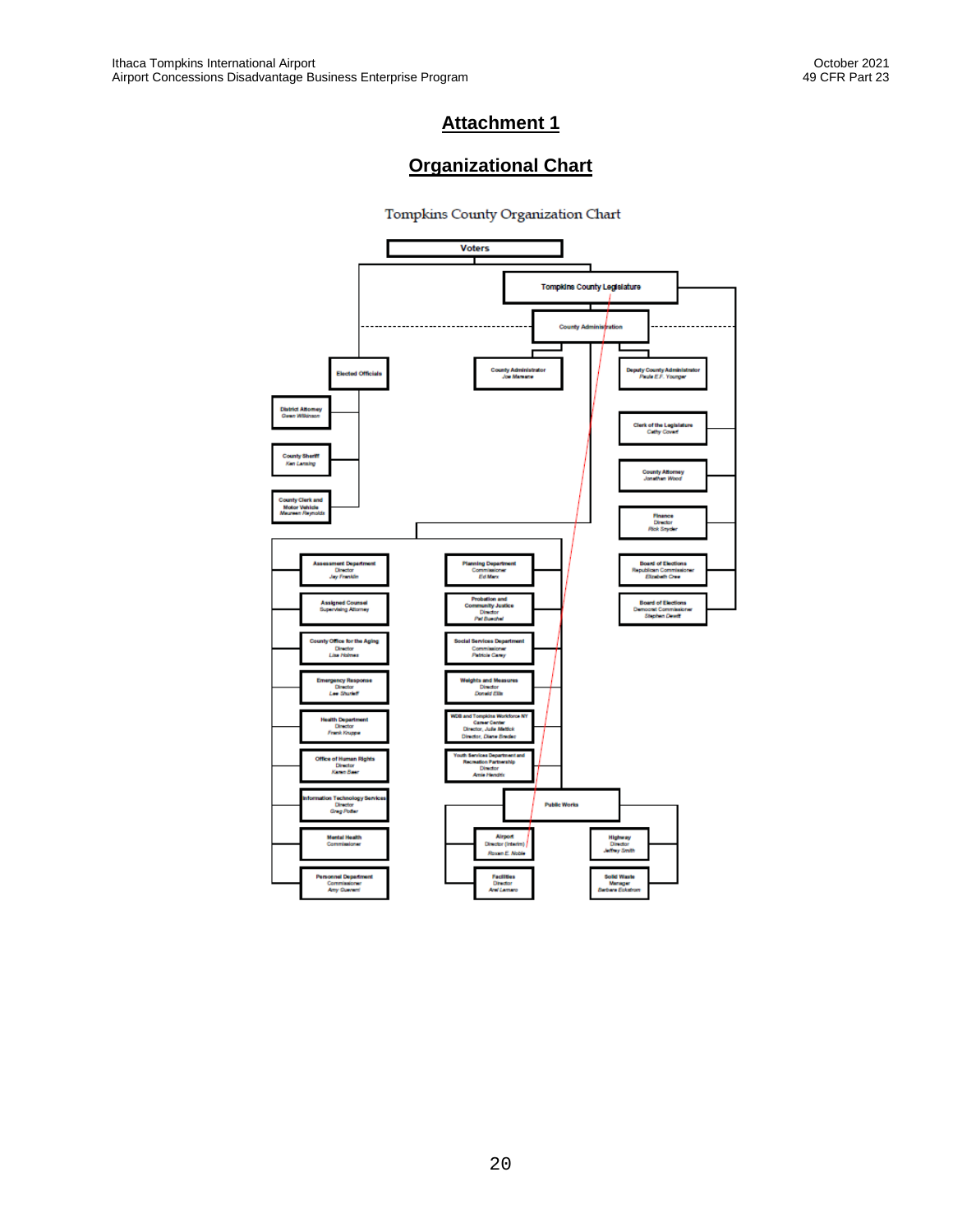# Attachment 1

## Organizational Chart

Tompkins County Organization Chart

- Voters
  - Tompkins County Legislature
    - County Administration
      - County Administrator — *Joe Mareane*
      - Deputy County Administrator — *Paula E.F. Younger*
    - Clerk of the Legislature — *Cathy Covert*
    - County Attorney — *Jonathan Wood*
    - Finance — Director — *Rick Snyder*
    - Board of Elections — Republican Commissioner — *Elizabeth Cree*
    - Board of Elections — Democrat Commissioner — *Stephen Dewitt*
  - Elected Officials
    - District Attorney — *Gwen Wilkinson*
    - County Sheriff — *Ken Lansing*
    - County Clerk and Motor Vehicle — *Maureen Reynolds*
- Departments
  - Assessment Department — Director — *Jay Franklin*
  - Assigned Counsel — Supervising Attorney
  - County Office for the Aging — Director — *Lisa Holmes*
  - Emergency Response — Director — *Lee Shurtleff*
  - Health Department — Director — *Frank Kruppa*
  - Office of Human Rights — Director — *Karen Baer*
  - Information Technology Services — Director — *Greg Potter*
  - Mental Health — Commissioner
  - Personnel Department — Commissioner — *Amy Guererri*
  - Planning Department — Commissioner — *Ed Marx*
  - Probation and Community Justice — Director — *Pat Buechel*
  - Social Services Department — Commissioner — *Patricia Carey*
  - Weights and Measures — Director — *Donald Ellis*
  - WDB and Tompkins Workforce NY Career Center — Director, *Julie Mattick*; Director, *Diane Bredac*
  - Youth Services Department and Recreation Partnership — Director — *Amie Hendrix*
  - Public Works
    - Airport — Director (Interim) — *Roxan E. Noble*
    - Facilities — Director — *Arel Lemaro*
    - Highway — Director — *Jeffrey Smith*
    - Solid Waste — Manager — *Barbara Eckstrom*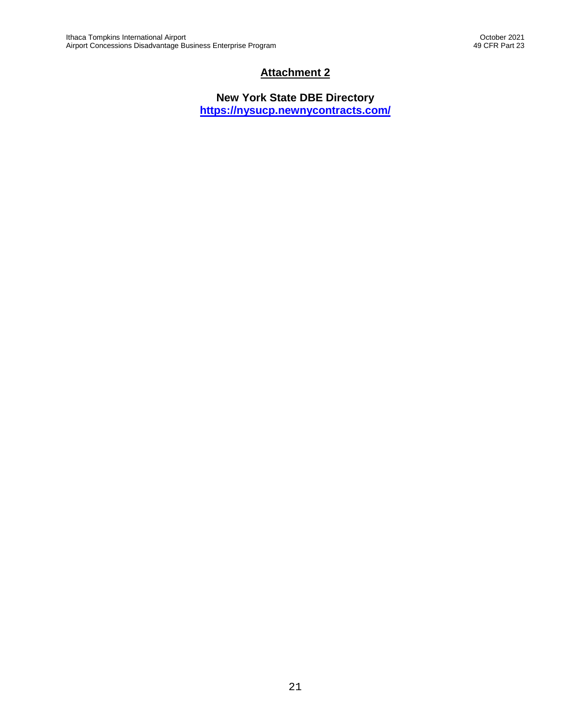## Attachment 2

**New York State DBE Directory**
**https://nysucp.newnycontracts.com/**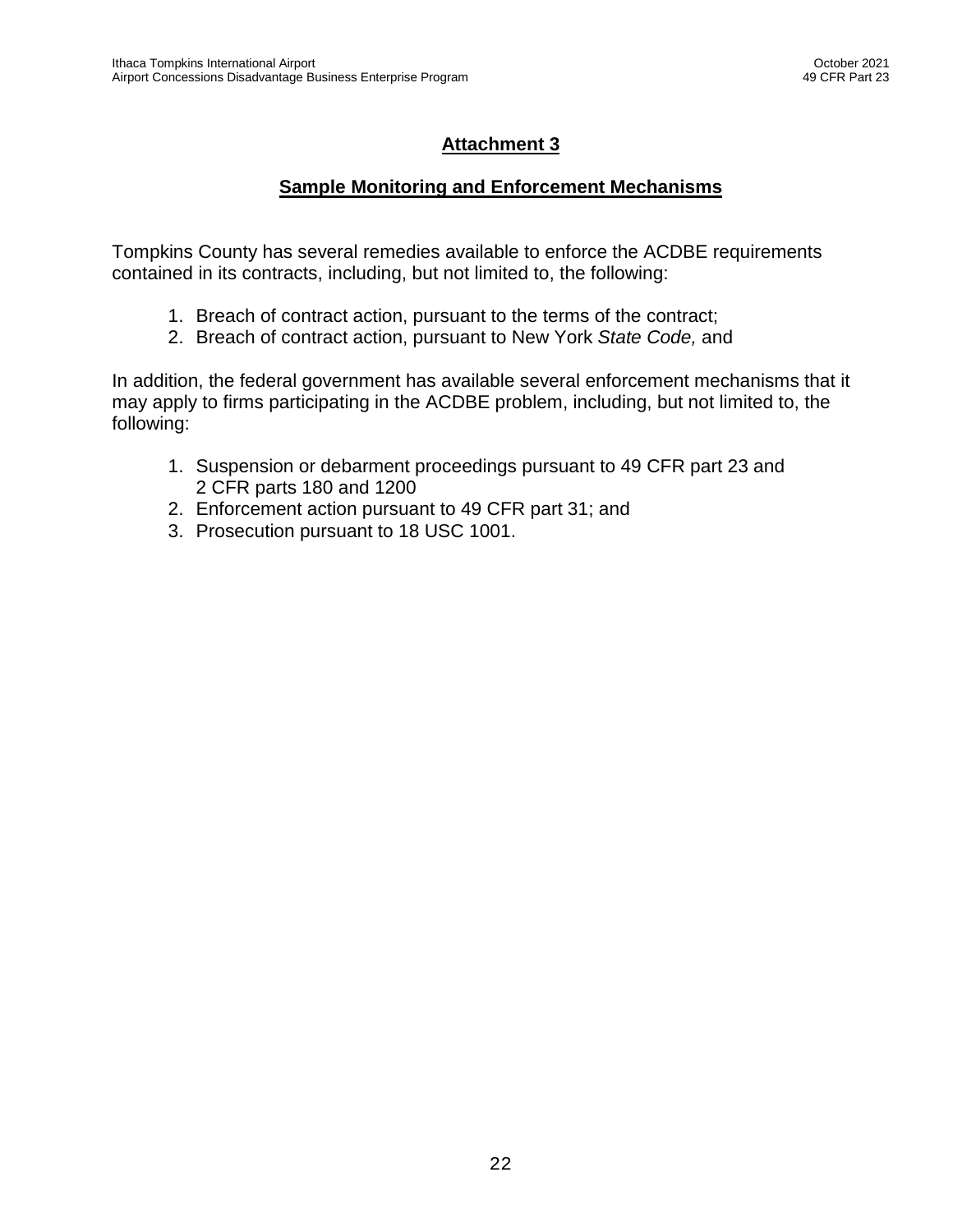# Attachment 3

## Sample Monitoring and Enforcement Mechanisms

Tompkins County has several remedies available to enforce the ACDBE requirements contained in its contracts, including, but not limited to, the following:

1. Breach of contract action, pursuant to the terms of the contract;
2. Breach of contract action, pursuant to New York *State Code,* and

In addition, the federal government has available several enforcement mechanisms that it may apply to firms participating in the ACDBE problem, including, but not limited to, the following:

1. Suspension or debarment proceedings pursuant to 49 CFR part 23 and 2 CFR parts 180 and 1200
2. Enforcement action pursuant to 49 CFR part 31; and
3. Prosecution pursuant to 18 USC 1001.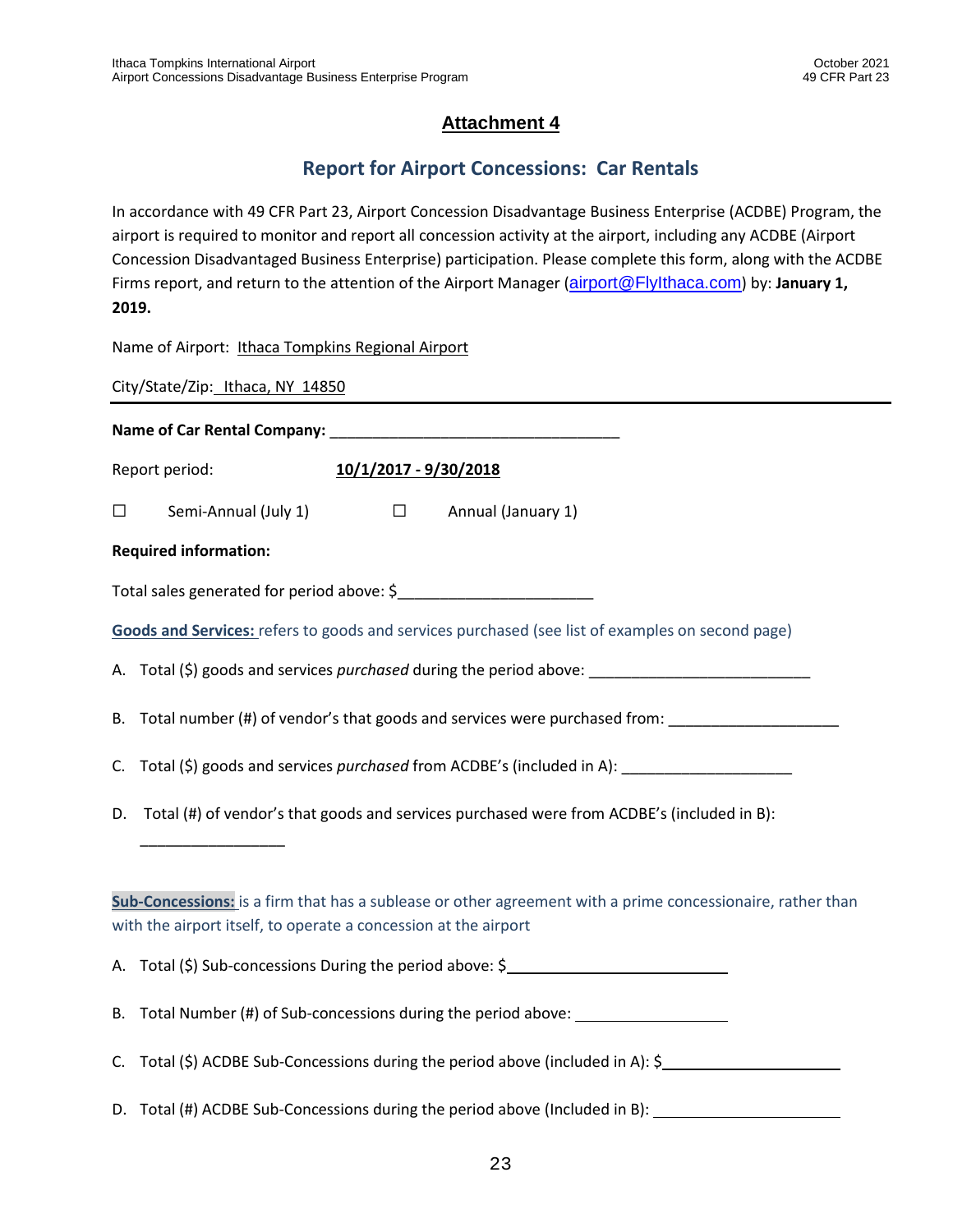# Attachment 4

## Report for Airport Concessions: Car Rentals

In accordance with 49 CFR Part 23, Airport Concession Disadvantage Business Enterprise (ACDBE) Program, the airport is required to monitor and report all concession activity at the airport, including any ACDBE (Airport Concession Disadvantaged Business Enterprise) participation. Please complete this form, along with the ACDBE Firms report, and return to the attention of the Airport Manager (airport@FlyIthaca.com) by: **January 1, 2019.**

Name of Airport: Ithaca Tompkins Regional Airport

City/State/Zip: Ithaca, NY 14850

---

**Name of Car Rental Company:** ___________________________________

Report period: **10/1/2017 - 9/30/2018**

☐ Semi-Annual (July 1) ☐ Annual (January 1)

**Required information:**

Total sales generated for period above: $______________________

**Goods and Services:** refers to goods and services purchased (see list of examples on second page)

A. Total ($) goods and services *purchased* during the period above: __________________________

B. Total number (#) of vendor's that goods and services were purchased from: ____________________

C. Total ($) goods and services *purchased* from ACDBE's (included in A): ____________________

D. Total (#) of vendor's that goods and services purchased were from ACDBE's (included in B): _________________

**Sub-Concessions:** is a firm that has a sublease or other agreement with a prime concessionaire, rather than with the airport itself, to operate a concession at the airport

A. Total ($) Sub-concessions During the period above: $__________________________

B. Total Number (#) of Sub-concessions during the period above: __________________

C. Total ($) ACDBE Sub-Concessions during the period above (included in A): $_____________________

D. Total (#) ACDBE Sub-Concessions during the period above (Included in B): ______________________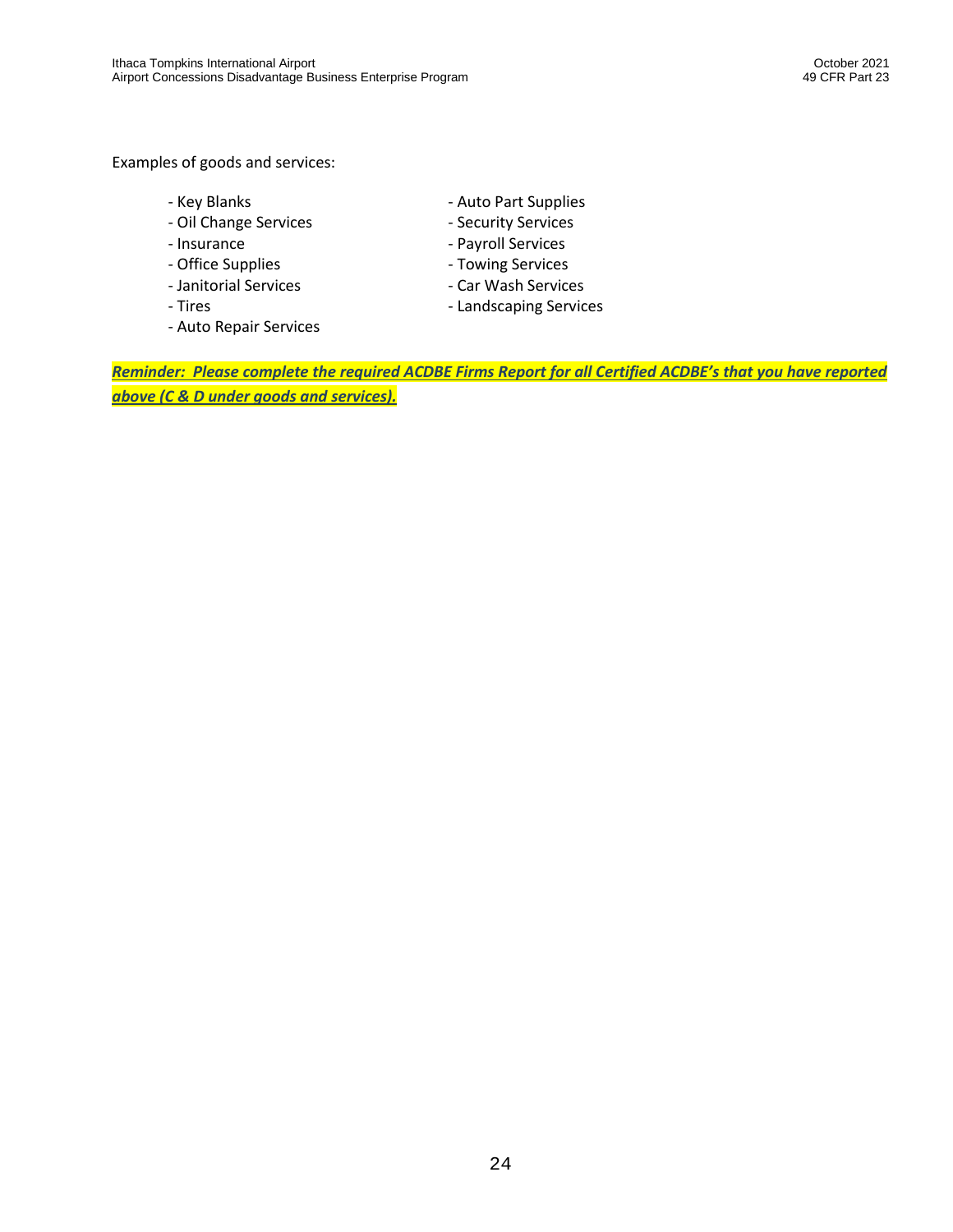Examples of goods and services:

- Key Blanks
- Oil Change Services
- Insurance
- Office Supplies
- Janitorial Services
- Tires
- Auto Repair Services
- Auto Part Supplies
- Security Services
- Payroll Services
- Towing Services
- Car Wash Services
- Landscaping Services

***Reminder: Please complete the required ACDBE Firms Report for all Certified ACDBE's that you have reported above (C & D under goods and services).***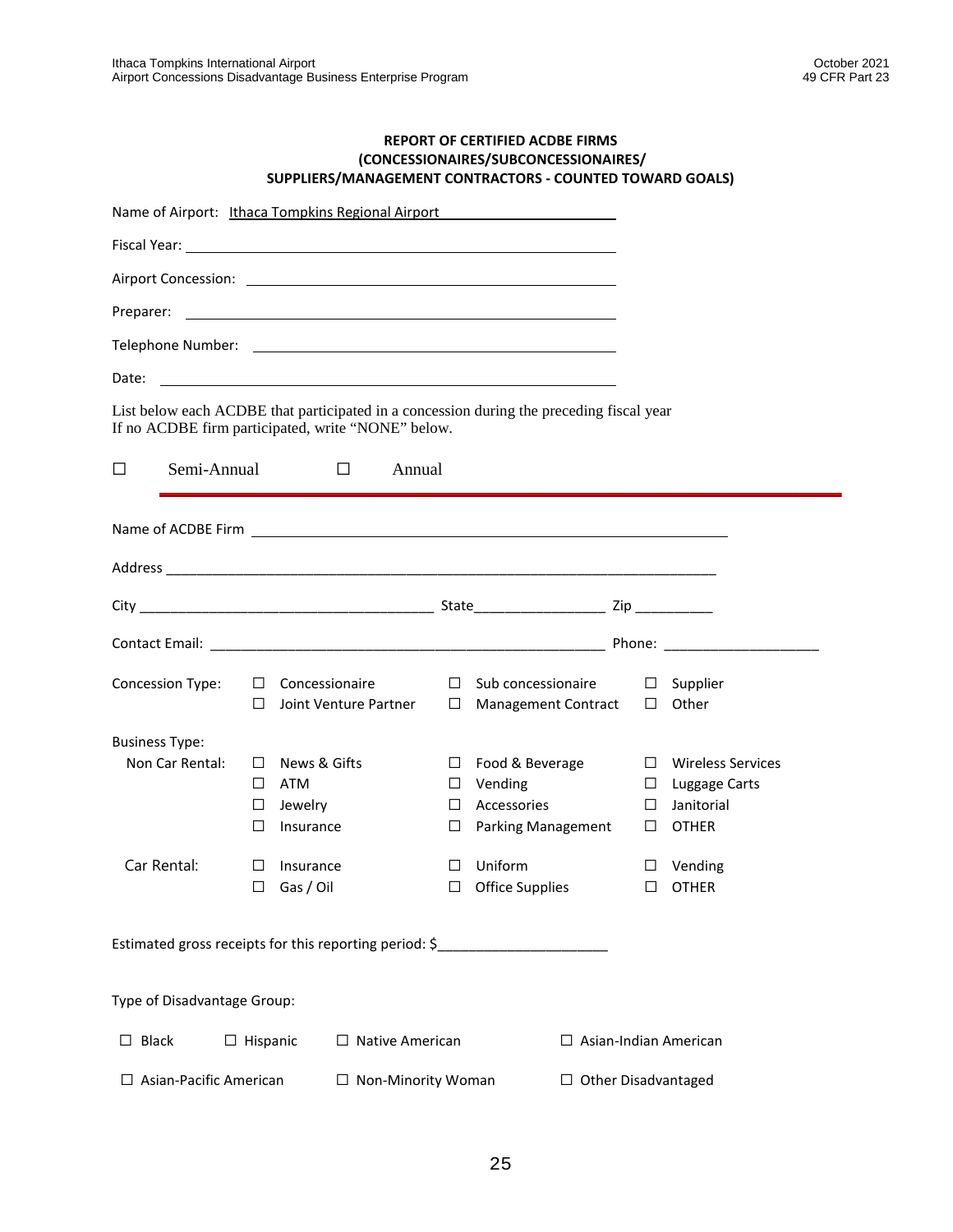**REPORT OF CERTIFIED ACDBE FIRMS**
**(CONCESSIONAIRES/SUBCONCESSIONAIRES/**
**SUPPLIERS/MANAGEMENT CONTRACTORS - COUNTED TOWARD GOALS)**

Name of Airport: Ithaca Tompkins Regional Airport

Fiscal Year: ______________________________

Airport Concession: ______________________________

Preparer: ______________________________

Telephone Number: ______________________________

Date: ______________________________

List below each ACDBE that participated in a concession during the preceding fiscal year
If no ACDBE firm participated, write "NONE" below.

☐ Semi-Annual ☐ Annual

---

Name of ACDBE Firm ______________________________

Address ______________________________

City ______________________________ State______________ Zip __________

Contact Email: ______________________________ Phone: ________________

Concession Type:

| | | |
|---|---|---|
| ☐ Concessionaire | ☐ Sub concessionaire | ☐ Supplier |
| ☐ Joint Venture Partner | ☐ Management Contract | ☐ Other |

Business Type:

Non Car Rental:

| | | |
|---|---|---|
| ☐ News & Gifts | ☐ Food & Beverage | ☐ Wireless Services |
| ☐ ATM | ☐ Vending | ☐ Luggage Carts |
| ☐ Jewelry | ☐ Accessories | ☐ Janitorial |
| ☐ Insurance | ☐ Parking Management | ☐ OTHER |

Car Rental:

| | | |
|---|---|---|
| ☐ Insurance | ☐ Uniform | ☐ Vending |
| ☐ Gas / Oil | ☐ Office Supplies | ☐ OTHER |

Estimated gross receipts for this reporting period: $____________________

Type of Disadvantage Group:

☐ Black ☐ Hispanic ☐ Native American ☐ Asian-Indian American

☐ Asian-Pacific American ☐ Non-Minority Woman ☐ Other Disadvantaged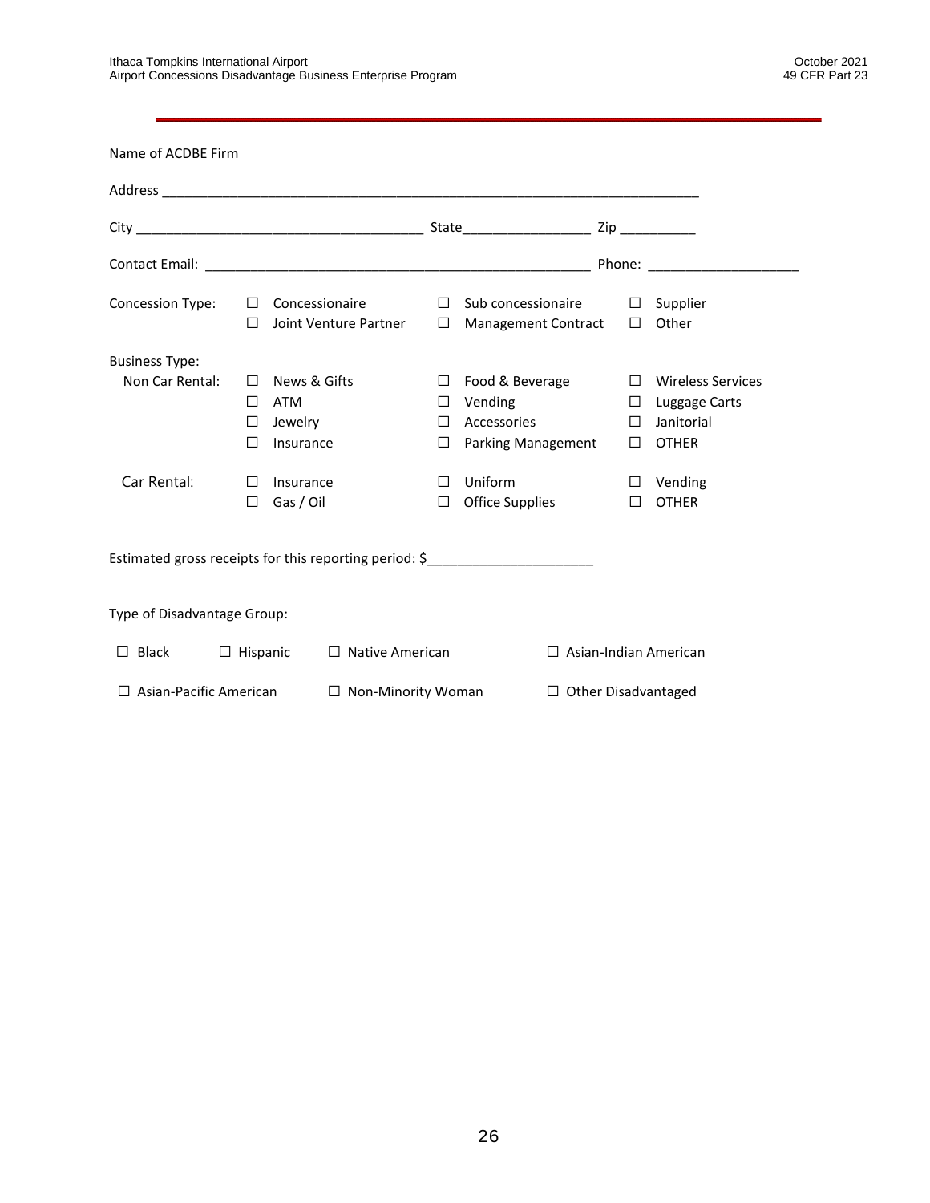Name of ACDBE Firm ______________________________________________________________

Address ________________________________________________________________________

City ______________________________________ State_________________ Zip __________

Contact Email: ____________________________________________________ Phone: ____________________

Concession Type:

| ☐ Concessionaire | ☐ Sub concessionaire | ☐ Supplier |
|---|---|---|
| ☐ Joint Venture Partner | ☐ Management Contract | ☐ Other |

Business Type:

| | | | |
|---|---|---|---|
| Non Car Rental: | ☐ News & Gifts | ☐ Food & Beverage | ☐ Wireless Services |
| | ☐ ATM | ☐ Vending | ☐ Luggage Carts |
| | ☐ Jewelry | ☐ Accessories | ☐ Janitorial |
| | ☐ Insurance | ☐ Parking Management | ☐ OTHER |
| Car Rental: | ☐ Insurance | ☐ Uniform | ☐ Vending |
| | ☐ Gas / Oil | ☐ Office Supplies | ☐ OTHER |

Estimated gross receipts for this reporting period: $______________________

Type of Disadvantage Group:

☐ Black ☐ Hispanic ☐ Native American ☐ Asian-Indian American

☐ Asian-Pacific American ☐ Non-Minority Woman ☐ Other Disadvantaged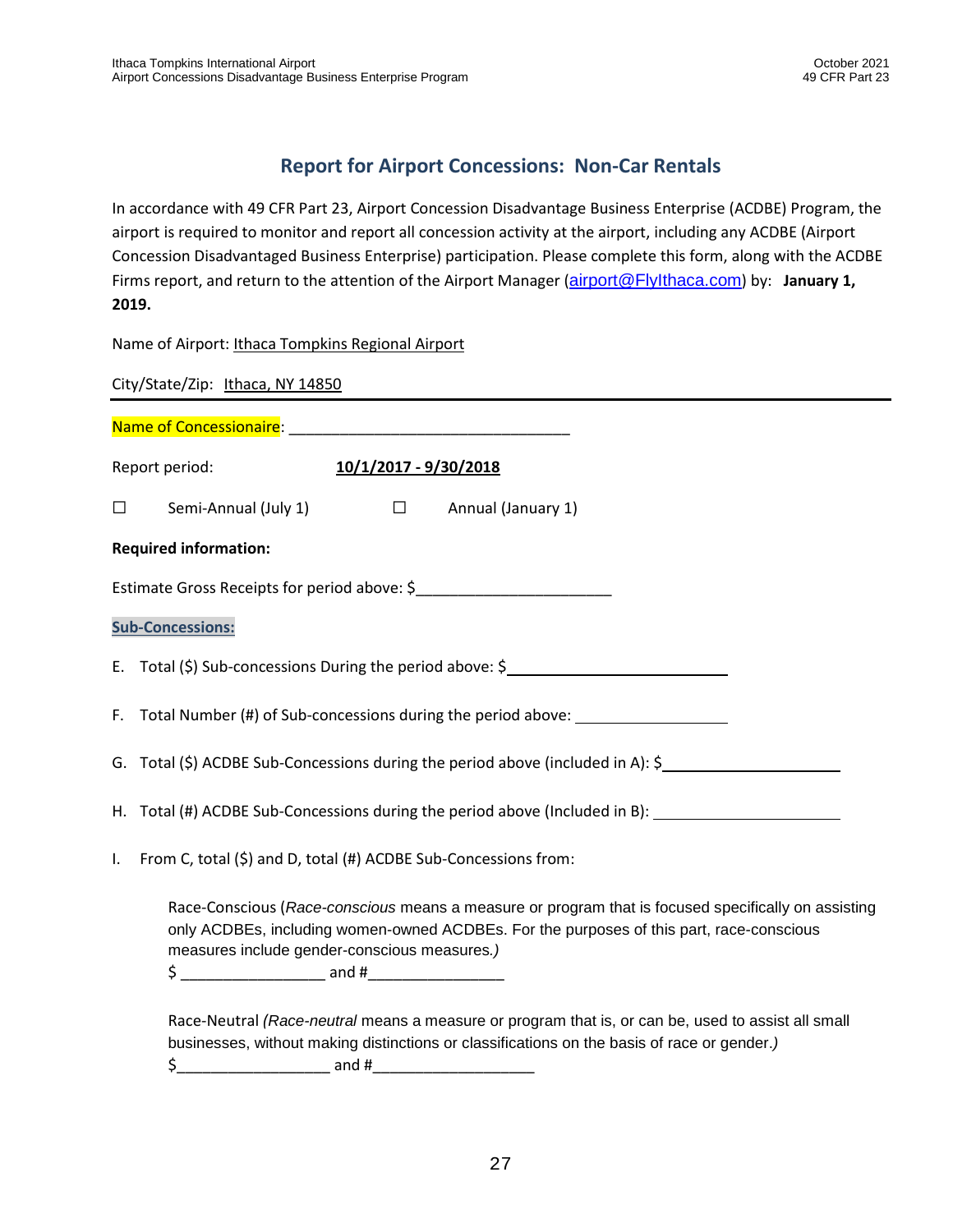## Report for Airport Concessions: Non-Car Rentals

In accordance with 49 CFR Part 23, Airport Concession Disadvantage Business Enterprise (ACDBE) Program, the airport is required to monitor and report all concession activity at the airport, including any ACDBE (Airport Concession Disadvantaged Business Enterprise) participation. Please complete this form, along with the ACDBE Firms report, and return to the attention of the Airport Manager (airport@FlyIthaca.com) by: **January 1, 2019.**

Name of Airport: Ithaca Tompkins Regional Airport

City/State/Zip: Ithaca, NY 14850

---

Name of Concessionaire: _________________________________

Report period: **10/1/2017 - 9/30/2018**

☐ Semi-Annual (July 1) ☐ Annual (January 1)

**Required information:**

Estimate Gross Receipts for period above: $_______________________

**Sub-Concessions:**

E. Total ($) Sub-concessions During the period above: $__________________________

F. Total Number (#) of Sub-concessions during the period above: __________________

G. Total ($) ACDBE Sub-Concessions during the period above (included in A): $____________________

H. Total (#) ACDBE Sub-Concessions during the period above (Included in B): ______________________

I. From C, total ($) and D, total (#) ACDBE Sub-Concessions from:

Race-Conscious (*Race-conscious* means a measure or program that is focused specifically on assisting only ACDBEs, including women-owned ACDBEs. For the purposes of this part, race-conscious measures include gender-conscious measures.)
$ _________________ and #________________

Race-Neutral (*Race-neutral* means a measure or program that is, or can be, used to assist all small businesses, without making distinctions or classifications on the basis of race or gender.)
$__________________ and #___________________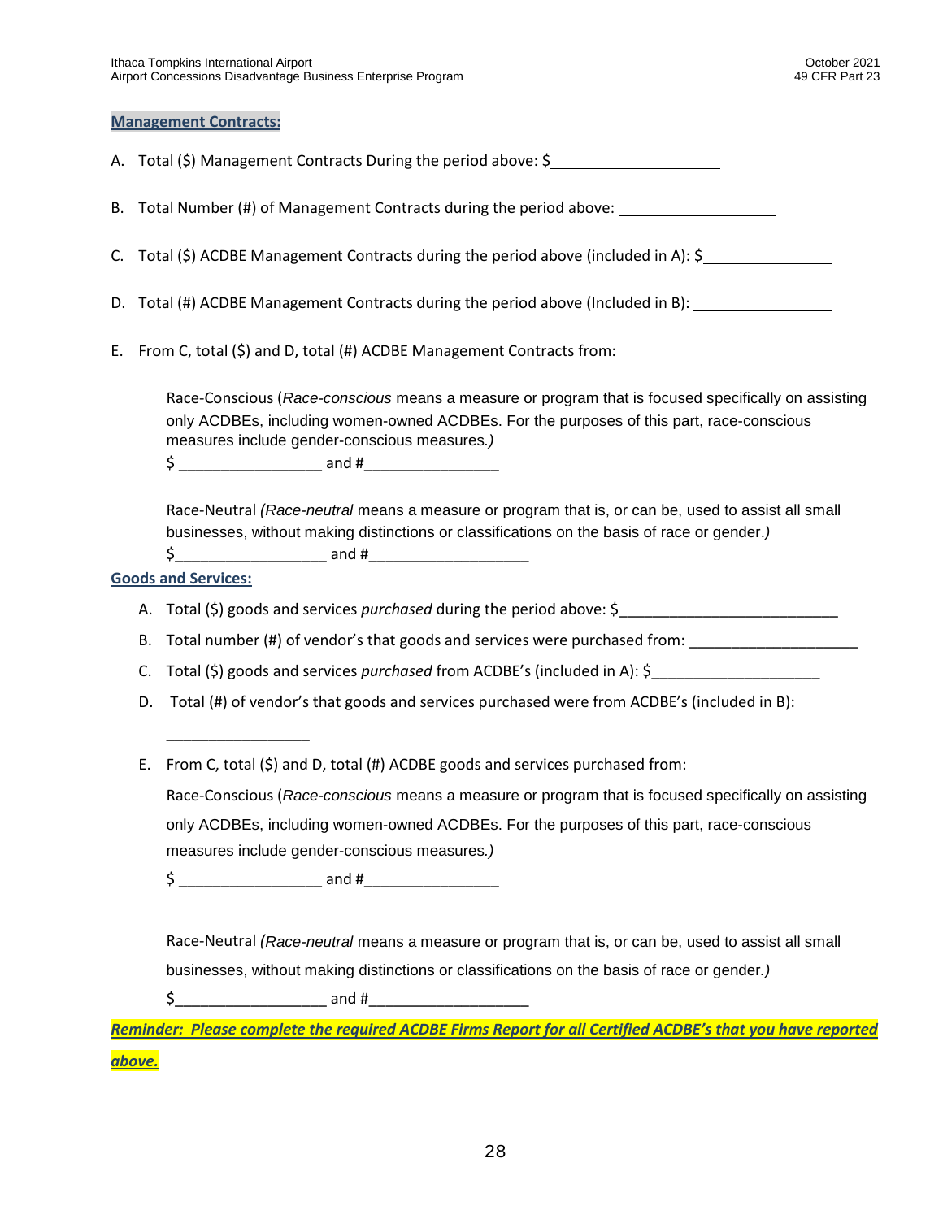**Management Contracts:**

A. Total ($) Management Contracts During the period above: $____________________

B. Total Number (#) of Management Contracts during the period above: ____________________

C. Total ($) ACDBE Management Contracts during the period above (included in A): $________________

D. Total (#) ACDBE Management Contracts during the period above (Included in B): ________________

E. From C, total ($) and D, total (#) ACDBE Management Contracts from:

Race-Conscious (*Race-conscious* means a measure or program that is focused specifically on assisting only ACDBEs, including women-owned ACDBEs. For the purposes of this part, race-conscious measures include gender-conscious measures.)

$ _________________ and #________________

Race-Neutral (*Race-neutral* means a measure or program that is, or can be, used to assist all small businesses, without making distinctions or classifications on the basis of race or gender.)

$__________________ and #___________________

**Goods and Services:**

A. Total ($) goods and services *purchased* during the period above: $__________________________

B. Total number (#) of vendor's that goods and services were purchased from: ____________________

C. Total ($) goods and services *purchased* from ACDBE's (included in A): $____________________

D. Total (#) of vendor's that goods and services purchased were from ACDBE's (included in B):

_________________

E. From C, total ($) and D, total (#) ACDBE goods and services purchased from:

Race-Conscious (*Race-conscious* means a measure or program that is focused specifically on assisting only ACDBEs, including women-owned ACDBEs. For the purposes of this part, race-conscious measures include gender-conscious measures.)

$ _________________ and #________________

Race-Neutral (*Race-neutral* means a measure or program that is, or can be, used to assist all small businesses, without making distinctions or classifications on the basis of race or gender.)

$__________________ and #___________________

***Reminder: Please complete the required ACDBE Firms Report for all Certified ACDBE's that you have reported above.***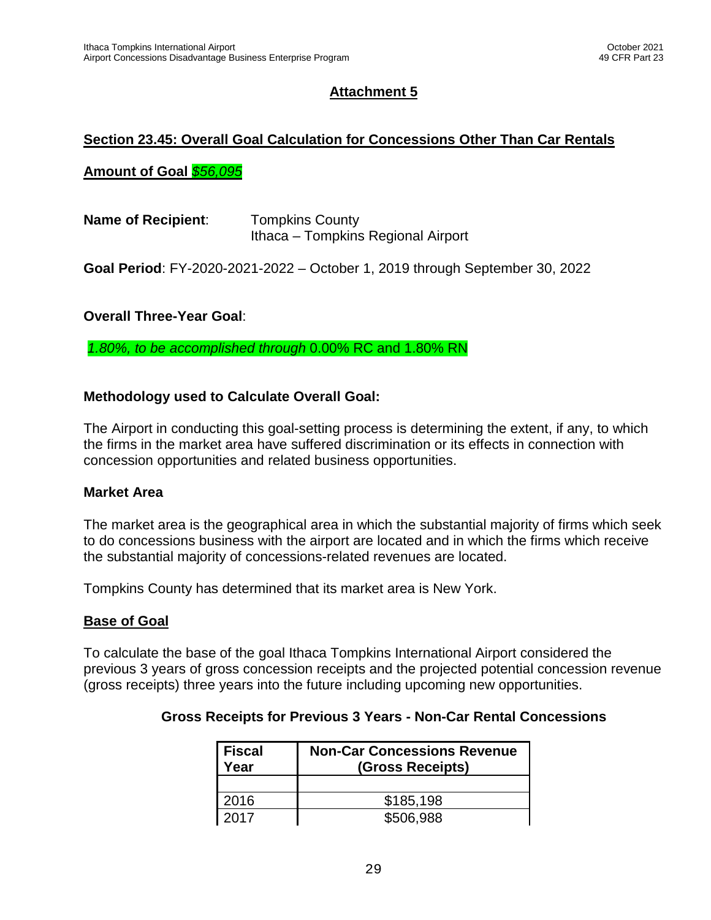## Attachment 5

## Section 23.45: Overall Goal Calculation for Concessions Other Than Car Rentals

**Amount of Goal *$56,095***

**Name of Recipient**: Tompkins County
Ithaca – Tompkins Regional Airport

**Goal Period**: FY-2020-2021-2022 – October 1, 2019 through September 30, 2022

**Overall Three-Year Goal**:

*1.80%, to be accomplished through* 0.00% RC and 1.80% RN

**Methodology used to Calculate Overall Goal:**

The Airport in conducting this goal-setting process is determining the extent, if any, to which the firms in the market area have suffered discrimination or its effects in connection with concession opportunities and related business opportunities.

**Market Area**

The market area is the geographical area in which the substantial majority of firms which seek to do concessions business with the airport are located and in which the firms which receive the substantial majority of concessions-related revenues are located.

Tompkins County has determined that its market area is New York.

**Base of Goal**

To calculate the base of the goal Ithaca Tompkins International Airport considered the previous 3 years of gross concession receipts and the projected potential concession revenue (gross receipts) three years into the future including upcoming new opportunities.

**Gross Receipts for Previous 3 Years - Non-Car Rental Concessions**

| Fiscal Year | Non-Car Concessions Revenue (Gross Receipts) |
|---|---|
| | |
| 2016 | $185,198 |
| 2017 | $506,988 |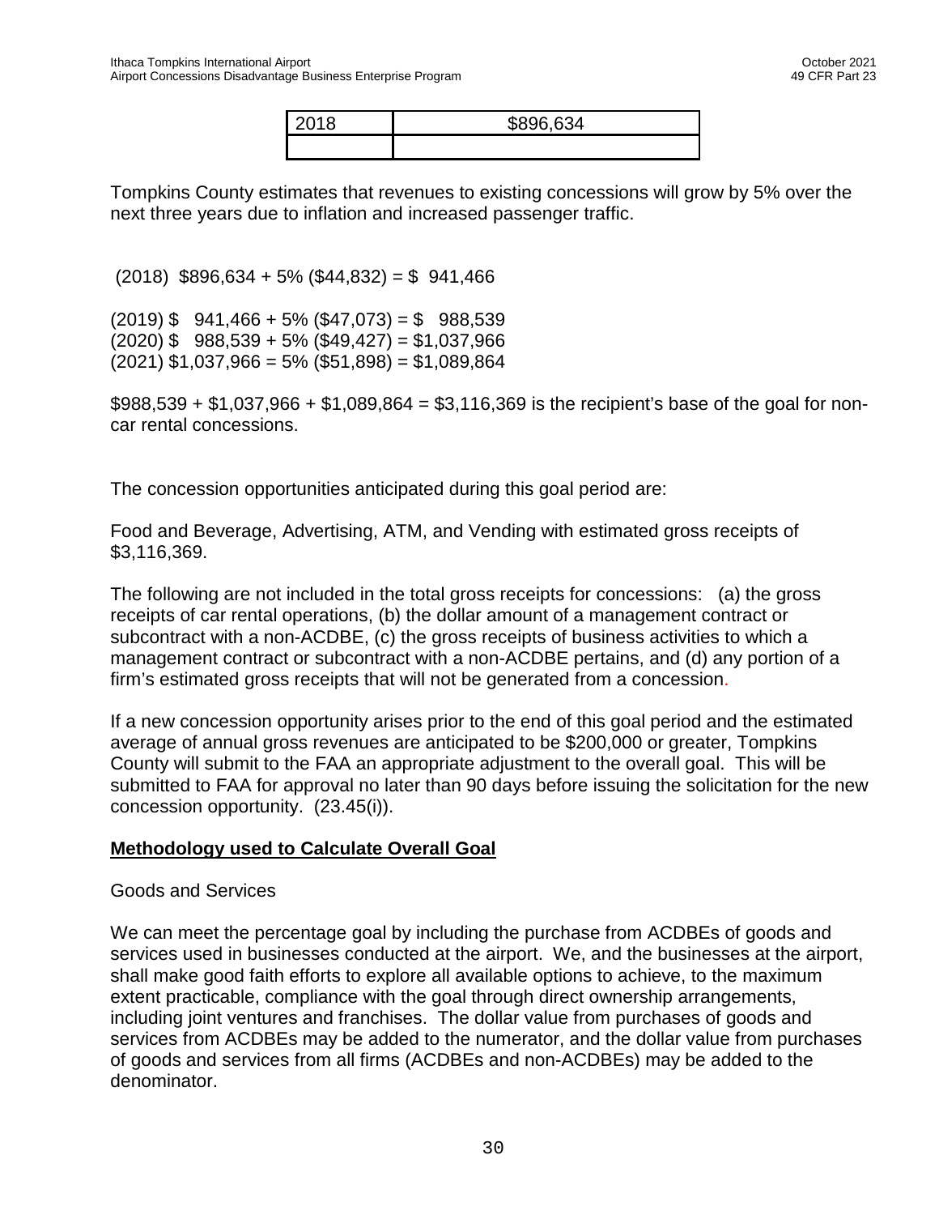| 2018 | $896,634 |
| --- | --- |
| | |

Tompkins County estimates that revenues to existing concessions will grow by 5% over the next three years due to inflation and increased passenger traffic.

(2018) $896,634 + 5% ($44,832) = $ 941,466

(2019) $ 941,466 + 5% ($47,073) = $ 988,539
(2020) $ 988,539 + 5% ($49,427) = $1,037,966
(2021) $1,037,966 = 5% ($51,898) = $1,089,864

$988,539 + $1,037,966 + $1,089,864 = $3,116,369 is the recipient's base of the goal for non-car rental concessions.

The concession opportunities anticipated during this goal period are:

Food and Beverage, Advertising, ATM, and Vending with estimated gross receipts of $3,116,369.

The following are not included in the total gross receipts for concessions: (a) the gross receipts of car rental operations, (b) the dollar amount of a management contract or subcontract with a non-ACDBE, (c) the gross receipts of business activities to which a management contract or subcontract with a non-ACDBE pertains, and (d) any portion of a firm's estimated gross receipts that will not be generated from a concession.

If a new concession opportunity arises prior to the end of this goal period and the estimated average of annual gross revenues are anticipated to be $200,000 or greater, Tompkins County will submit to the FAA an appropriate adjustment to the overall goal. This will be submitted to FAA for approval no later than 90 days before issuing the solicitation for the new concession opportunity. (23.45(i)).

**Methodology used to Calculate Overall Goal**

Goods and Services

We can meet the percentage goal by including the purchase from ACDBEs of goods and services used in businesses conducted at the airport. We, and the businesses at the airport, shall make good faith efforts to explore all available options to achieve, to the maximum extent practicable, compliance with the goal through direct ownership arrangements, including joint ventures and franchises. The dollar value from purchases of goods and services from ACDBEs may be added to the numerator, and the dollar value from purchases of goods and services from all firms (ACDBEs and non-ACDBEs) may be added to the denominator.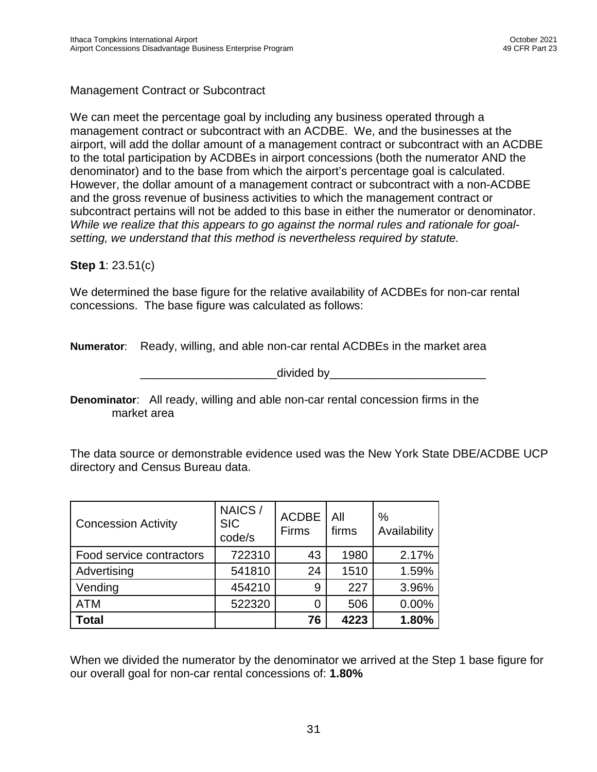Management Contract or Subcontract

We can meet the percentage goal by including any business operated through a management contract or subcontract with an ACDBE. We, and the businesses at the airport, will add the dollar amount of a management contract or subcontract with an ACDBE to the total participation by ACDBEs in airport concessions (both the numerator AND the denominator) and to the base from which the airport's percentage goal is calculated. However, the dollar amount of a management contract or subcontract with a non-ACDBE and the gross revenue of business activities to which the management contract or subcontract pertains will not be added to this base in either the numerator or denominator. *While we realize that this appears to go against the normal rules and rationale for goal-setting, we understand that this method is nevertheless required by statute.*

**Step 1**: 23.51(c)

We determined the base figure for the relative availability of ACDBEs for non-car rental concessions. The base figure was calculated as follows:

**Numerator**: Ready, willing, and able non-car rental ACDBEs in the market area

_____________________divided by________________________

**Denominator**: All ready, willing and able non-car rental concession firms in the market area

The data source or demonstrable evidence used was the New York State DBE/ACDBE UCP directory and Census Bureau data.

| Concession Activity | NAICS / SIC code/s | ACDBE Firms | All firms | % Availability |
|---|---|---|---|---|
| Food service contractors | 722310 | 43 | 1980 | 2.17% |
| Advertising | 541810 | 24 | 1510 | 1.59% |
| Vending | 454210 | 9 | 227 | 3.96% |
| ATM | 522320 | 0 | 506 | 0.00% |
| **Total** | | **76** | **4223** | **1.80%** |

When we divided the numerator by the denominator we arrived at the Step 1 base figure for our overall goal for non-car rental concessions of: **1.80%**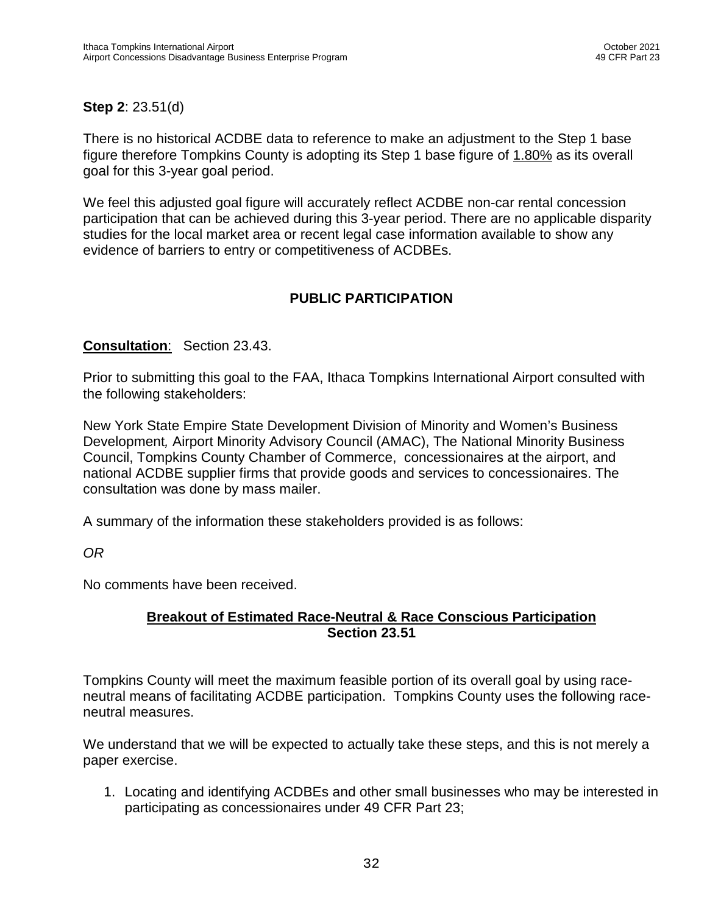**Step 2**: 23.51(d)

There is no historical ACDBE data to reference to make an adjustment to the Step 1 base figure therefore Tompkins County is adopting its Step 1 base figure of 1.80% as its overall goal for this 3-year goal period.

We feel this adjusted goal figure will accurately reflect ACDBE non-car rental concession participation that can be achieved during this 3-year period. There are no applicable disparity studies for the local market area or recent legal case information available to show any evidence of barriers to entry or competitiveness of ACDBEs.

## PUBLIC PARTICIPATION

**Consultation**: Section 23.43.

Prior to submitting this goal to the FAA, Ithaca Tompkins International Airport consulted with the following stakeholders:

New York State Empire State Development Division of Minority and Women's Business Development, Airport Minority Advisory Council (AMAC), The National Minority Business Council, Tompkins County Chamber of Commerce, concessionaires at the airport, and national ACDBE supplier firms that provide goods and services to concessionaires. The consultation was done by mass mailer.

A summary of the information these stakeholders provided is as follows:

*OR*

No comments have been received.

## Breakout of Estimated Race-Neutral & Race Conscious Participation Section 23.51

Tompkins County will meet the maximum feasible portion of its overall goal by using race-neutral means of facilitating ACDBE participation. Tompkins County uses the following race-neutral measures.

We understand that we will be expected to actually take these steps, and this is not merely a paper exercise.

1. Locating and identifying ACDBEs and other small businesses who may be interested in participating as concessionaires under 49 CFR Part 23;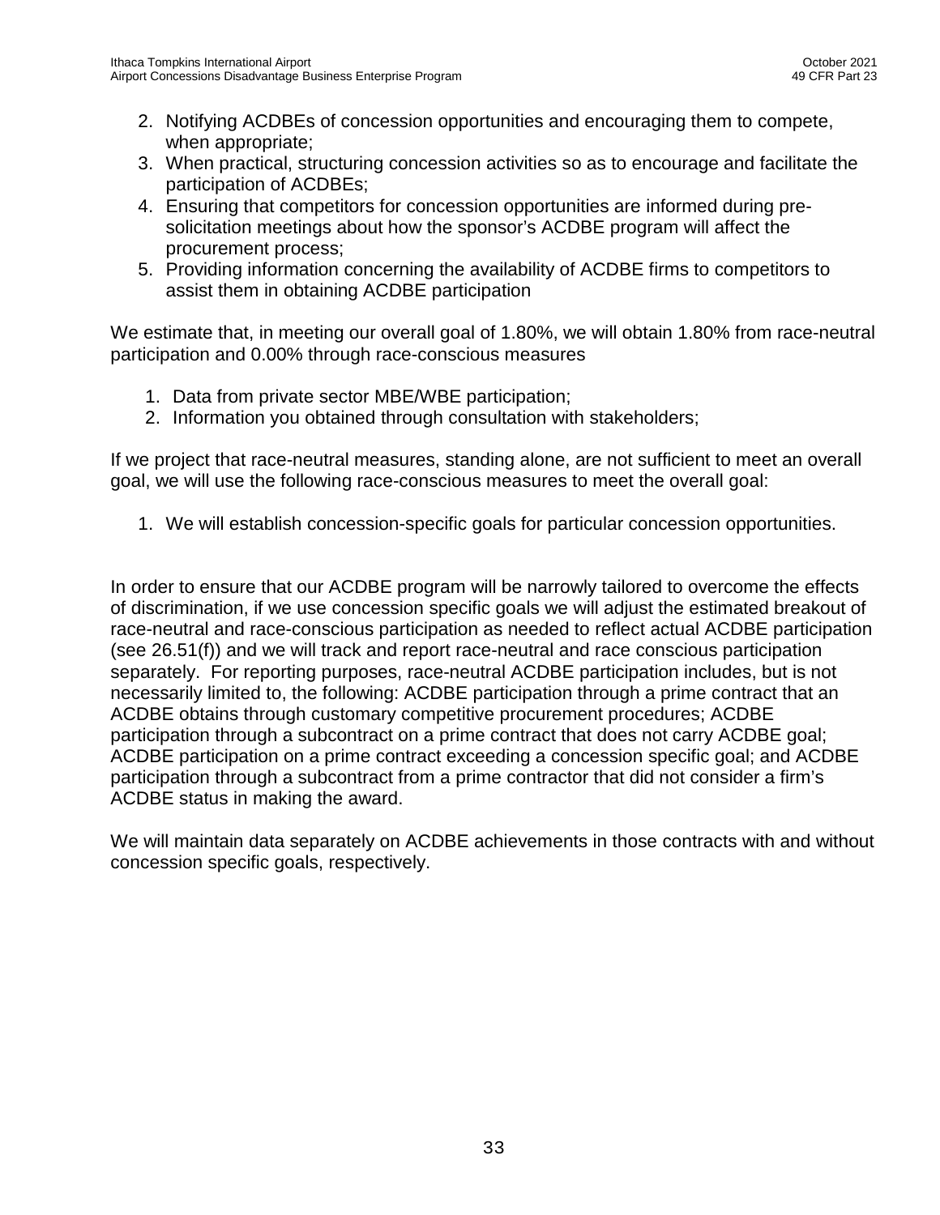2. Notifying ACDBEs of concession opportunities and encouraging them to compete, when appropriate;
3. When practical, structuring concession activities so as to encourage and facilitate the participation of ACDBEs;
4. Ensuring that competitors for concession opportunities are informed during pre-solicitation meetings about how the sponsor's ACDBE program will affect the procurement process;
5. Providing information concerning the availability of ACDBE firms to competitors to assist them in obtaining ACDBE participation

We estimate that, in meeting our overall goal of 1.80%, we will obtain 1.80% from race-neutral participation and 0.00% through race-conscious measures

1. Data from private sector MBE/WBE participation;
2. Information you obtained through consultation with stakeholders;

If we project that race-neutral measures, standing alone, are not sufficient to meet an overall goal, we will use the following race-conscious measures to meet the overall goal:

1. We will establish concession-specific goals for particular concession opportunities.

In order to ensure that our ACDBE program will be narrowly tailored to overcome the effects of discrimination, if we use concession specific goals we will adjust the estimated breakout of race-neutral and race-conscious participation as needed to reflect actual ACDBE participation (see 26.51(f)) and we will track and report race-neutral and race conscious participation separately. For reporting purposes, race-neutral ACDBE participation includes, but is not necessarily limited to, the following: ACDBE participation through a prime contract that an ACDBE obtains through customary competitive procurement procedures; ACDBE participation through a subcontract on a prime contract that does not carry ACDBE goal; ACDBE participation on a prime contract exceeding a concession specific goal; and ACDBE participation through a subcontract from a prime contractor that did not consider a firm's ACDBE status in making the award.

We will maintain data separately on ACDBE achievements in those contracts with and without concession specific goals, respectively.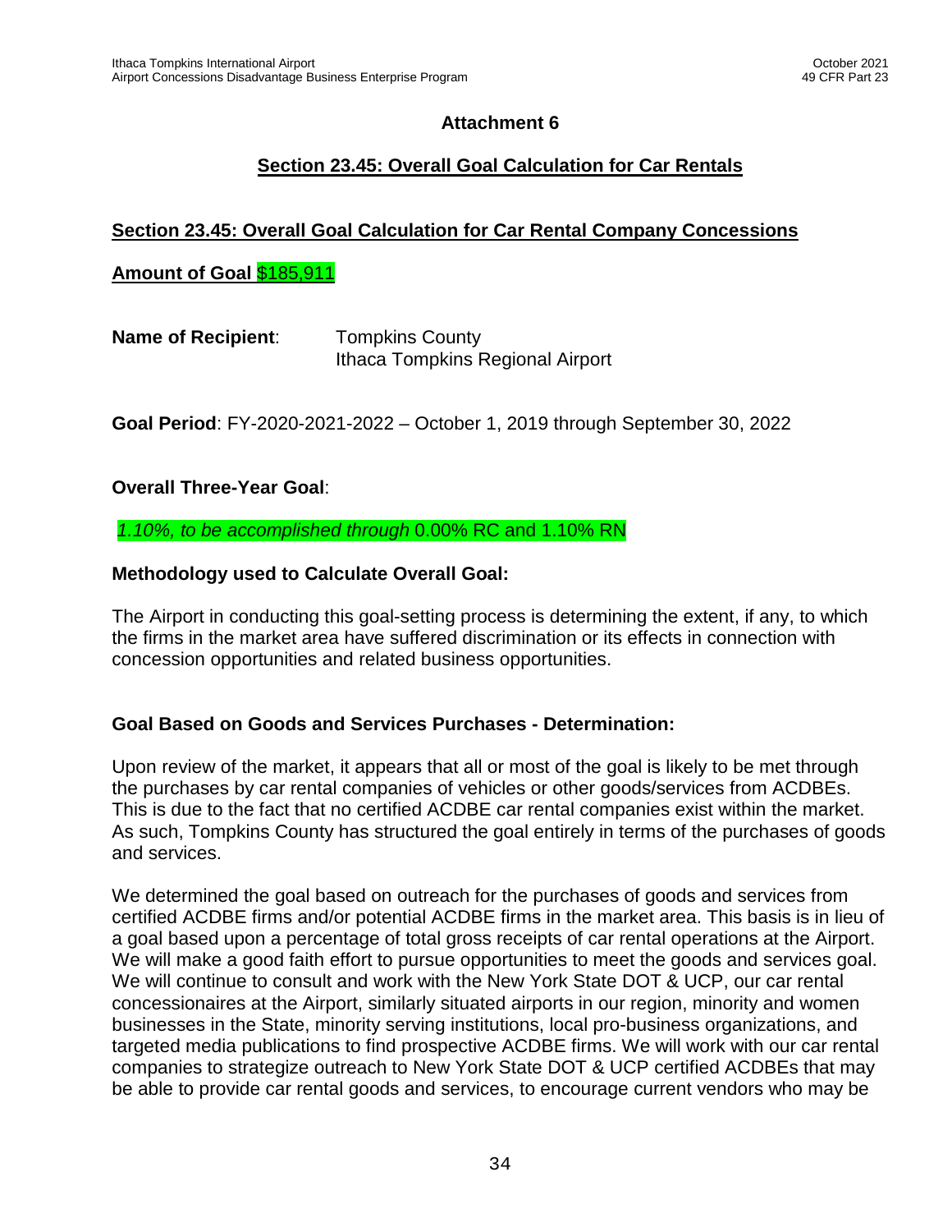## Attachment 6

## Section 23.45: Overall Goal Calculation for Car Rentals

### Section 23.45: Overall Goal Calculation for Car Rental Company Concessions

**Amount of Goal** $185,911

**Name of Recipient**: Tompkins County
Ithaca Tompkins Regional Airport

**Goal Period**: FY-2020-2021-2022 – October 1, 2019 through September 30, 2022

**Overall Three-Year Goal**:

*1.10%, to be accomplished through* 0.00% RC and 1.10% RN

**Methodology used to Calculate Overall Goal:**

The Airport in conducting this goal-setting process is determining the extent, if any, to which the firms in the market area have suffered discrimination or its effects in connection with concession opportunities and related business opportunities.

**Goal Based on Goods and Services Purchases - Determination:**

Upon review of the market, it appears that all or most of the goal is likely to be met through the purchases by car rental companies of vehicles or other goods/services from ACDBEs. This is due to the fact that no certified ACDBE car rental companies exist within the market. As such, Tompkins County has structured the goal entirely in terms of the purchases of goods and services.

We determined the goal based on outreach for the purchases of goods and services from certified ACDBE firms and/or potential ACDBE firms in the market area. This basis is in lieu of a goal based upon a percentage of total gross receipts of car rental operations at the Airport. We will make a good faith effort to pursue opportunities to meet the goods and services goal. We will continue to consult and work with the New York State DOT & UCP, our car rental concessionaires at the Airport, similarly situated airports in our region, minority and women businesses in the State, minority serving institutions, local pro-business organizations, and targeted media publications to find prospective ACDBE firms. We will work with our car rental companies to strategize outreach to New York State DOT & UCP certified ACDBEs that may be able to provide car rental goods and services, to encourage current vendors who may be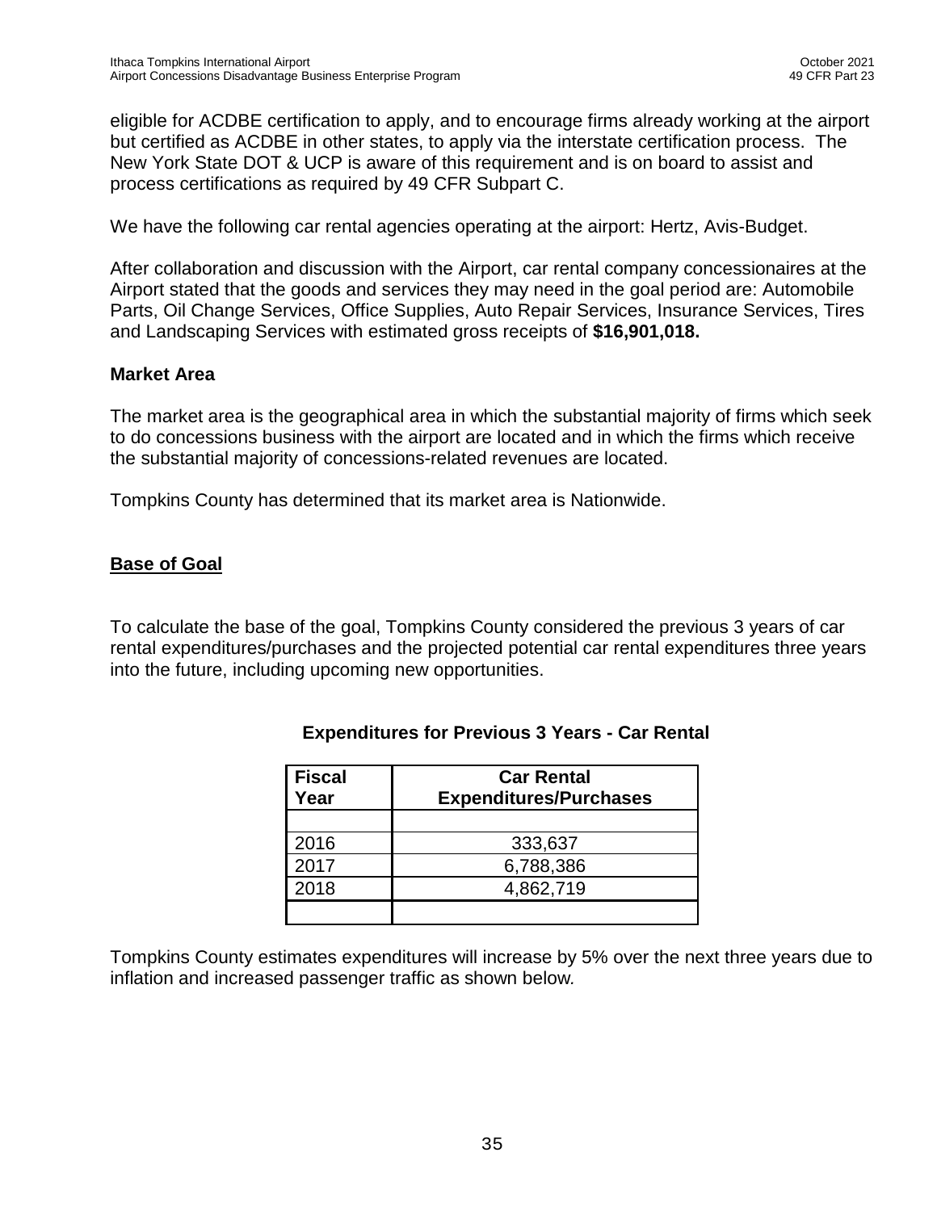eligible for ACDBE certification to apply, and to encourage firms already working at the airport but certified as ACDBE in other states, to apply via the interstate certification process. The New York State DOT & UCP is aware of this requirement and is on board to assist and process certifications as required by 49 CFR Subpart C.

We have the following car rental agencies operating at the airport: Hertz, Avis-Budget.

After collaboration and discussion with the Airport, car rental company concessionaires at the Airport stated that the goods and services they may need in the goal period are: Automobile Parts, Oil Change Services, Office Supplies, Auto Repair Services, Insurance Services, Tires and Landscaping Services with estimated gross receipts of **$16,901,018.**

### Market Area

The market area is the geographical area in which the substantial majority of firms which seek to do concessions business with the airport are located and in which the firms which receive the substantial majority of concessions-related revenues are located.

Tompkins County has determined that its market area is Nationwide.

### Base of Goal

To calculate the base of the goal, Tompkins County considered the previous 3 years of car rental expenditures/purchases and the projected potential car rental expenditures three years into the future, including upcoming new opportunities.

**Expenditures for Previous 3 Years - Car Rental**

| Fiscal Year | Car Rental Expenditures/Purchases |
|---|---|
| | |
| 2016 | 333,637 |
| 2017 | 6,788,386 |
| 2018 | 4,862,719 |
| | |

Tompkins County estimates expenditures will increase by 5% over the next three years due to inflation and increased passenger traffic as shown below.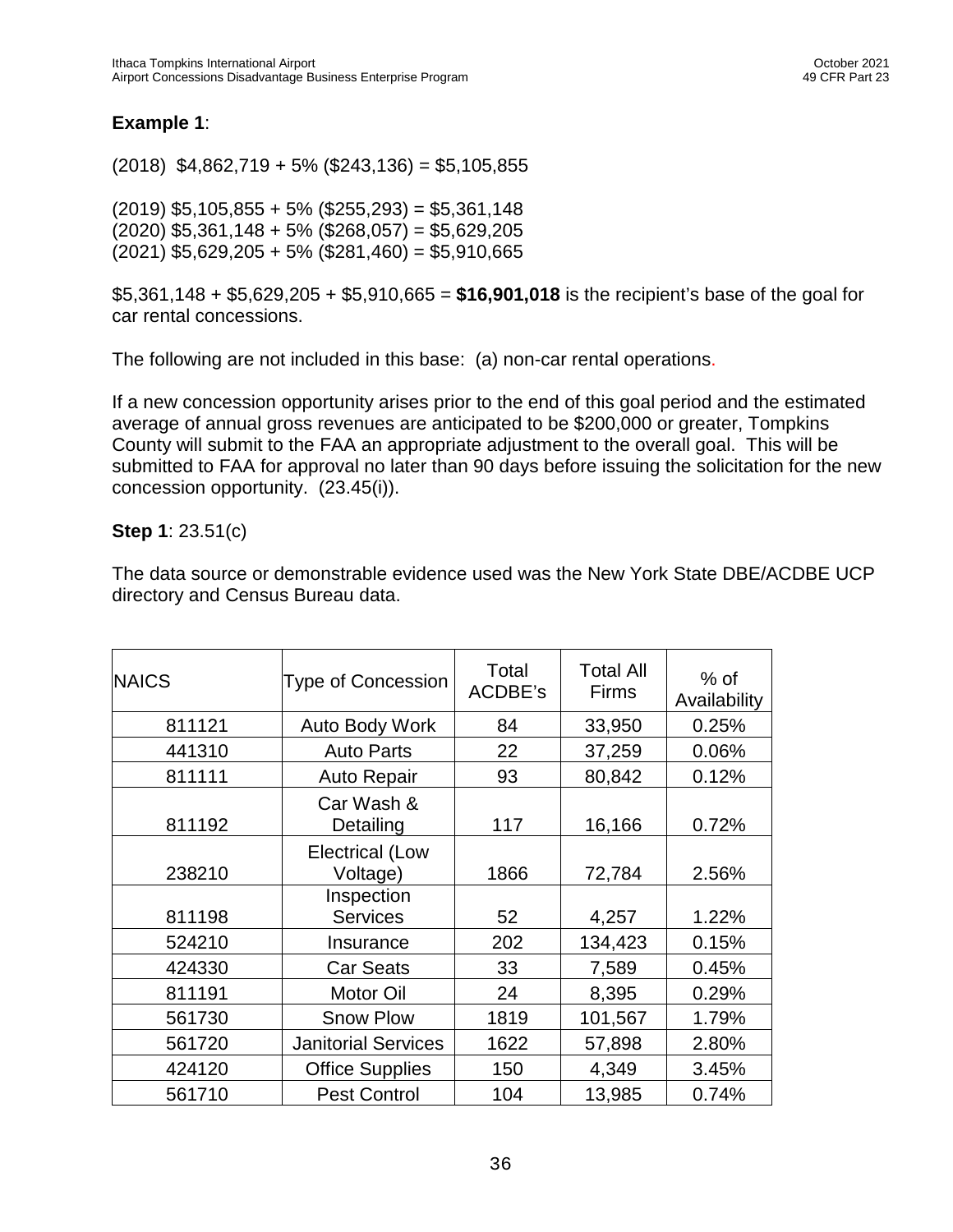**Example 1**:

(2018) \$4,862,719 + 5% (\$243,136) = \$5,105,855

(2019) \$5,105,855 + 5% (\$255,293) = \$5,361,148
(2020) \$5,361,148 + 5% (\$268,057) = \$5,629,205
(2021) \$5,629,205 + 5% (\$281,460) = \$5,910,665

\$5,361,148 + \$5,629,205 + \$5,910,665 = **\$16,901,018** is the recipient's base of the goal for car rental concessions.

The following are not included in this base: (a) non-car rental operations.

If a new concession opportunity arises prior to the end of this goal period and the estimated average of annual gross revenues are anticipated to be \$200,000 or greater, Tompkins County will submit to the FAA an appropriate adjustment to the overall goal. This will be submitted to FAA for approval no later than 90 days before issuing the solicitation for the new concession opportunity. (23.45(i)).

**Step 1**: 23.51(c)

The data source or demonstrable evidence used was the New York State DBE/ACDBE UCP directory and Census Bureau data.

| NAICS | Type of Concession | Total ACDBE's | Total All Firms | % of Availability |
|---|---|---|---|---|
| 811121 | Auto Body Work | 84 | 33,950 | 0.25% |
| 441310 | Auto Parts | 22 | 37,259 | 0.06% |
| 811111 | Auto Repair | 93 | 80,842 | 0.12% |
| 811192 | Car Wash & Detailing | 117 | 16,166 | 0.72% |
| 238210 | Electrical (Low Voltage) | 1866 | 72,784 | 2.56% |
| 811198 | Inspection Services | 52 | 4,257 | 1.22% |
| 524210 | Insurance | 202 | 134,423 | 0.15% |
| 424330 | Car Seats | 33 | 7,589 | 0.45% |
| 811191 | Motor Oil | 24 | 8,395 | 0.29% |
| 561730 | Snow Plow | 1819 | 101,567 | 1.79% |
| 561720 | Janitorial Services | 1622 | 57,898 | 2.80% |
| 424120 | Office Supplies | 150 | 4,349 | 3.45% |
| 561710 | Pest Control | 104 | 13,985 | 0.74% |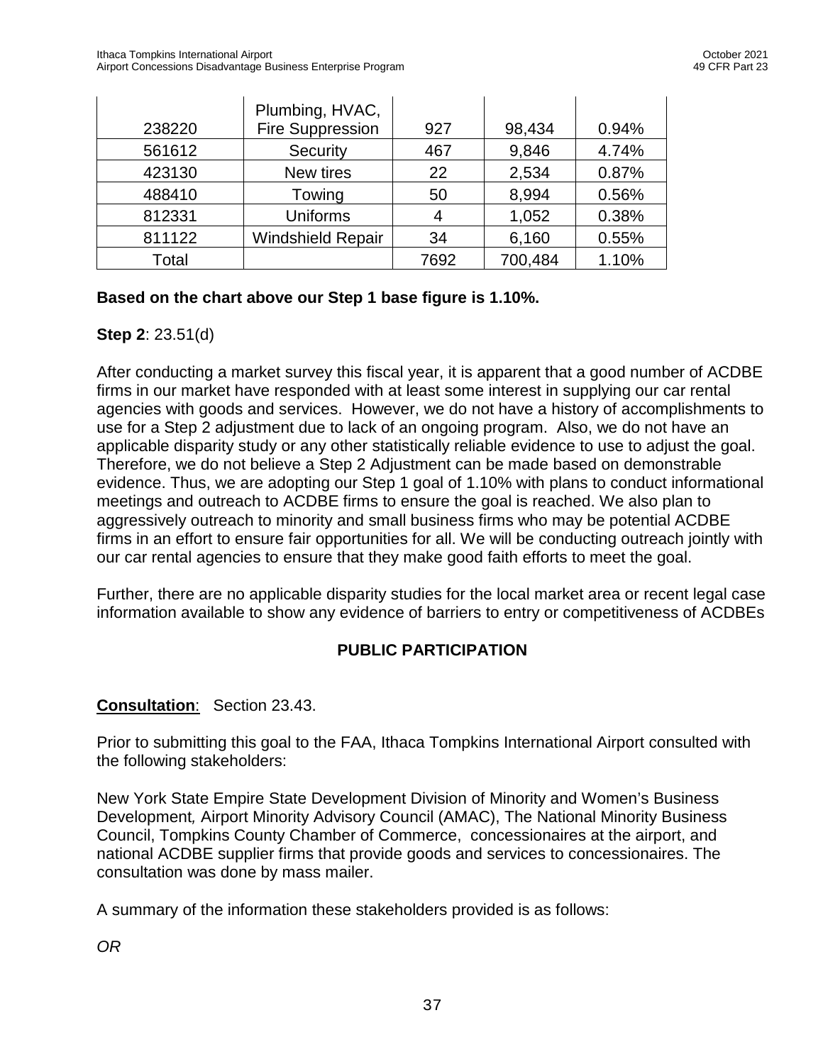| | | | | |
|---|---|---|---|---|
| 238220 | Plumbing, HVAC, Fire Suppression | 927 | 98,434 | 0.94% |
| 561612 | Security | 467 | 9,846 | 4.74% |
| 423130 | New tires | 22 | 2,534 | 0.87% |
| 488410 | Towing | 50 | 8,994 | 0.56% |
| 812331 | Uniforms | 4 | 1,052 | 0.38% |
| 811122 | Windshield Repair | 34 | 6,160 | 0.55% |
| Total | | 7692 | 700,484 | 1.10% |

**Based on the chart above our Step 1 base figure is 1.10%.**

**Step 2**: 23.51(d)

After conducting a market survey this fiscal year, it is apparent that a good number of ACDBE firms in our market have responded with at least some interest in supplying our car rental agencies with goods and services. However, we do not have a history of accomplishments to use for a Step 2 adjustment due to lack of an ongoing program. Also, we do not have an applicable disparity study or any other statistically reliable evidence to use to adjust the goal. Therefore, we do not believe a Step 2 Adjustment can be made based on demonstrable evidence. Thus, we are adopting our Step 1 goal of 1.10% with plans to conduct informational meetings and outreach to ACDBE firms to ensure the goal is reached. We also plan to aggressively outreach to minority and small business firms who may be potential ACDBE firms in an effort to ensure fair opportunities for all. We will be conducting outreach jointly with our car rental agencies to ensure that they make good faith efforts to meet the goal.

Further, there are no applicable disparity studies for the local market area or recent legal case information available to show any evidence of barriers to entry or competitiveness of ACDBEs

## PUBLIC PARTICIPATION

**Consultation**: Section 23.43.

Prior to submitting this goal to the FAA, Ithaca Tompkins International Airport consulted with the following stakeholders:

New York State Empire State Development Division of Minority and Women's Business Development*,* Airport Minority Advisory Council (AMAC), The National Minority Business Council, Tompkins County Chamber of Commerce, concessionaires at the airport, and national ACDBE supplier firms that provide goods and services to concessionaires. The consultation was done by mass mailer.

A summary of the information these stakeholders provided is as follows:

*OR*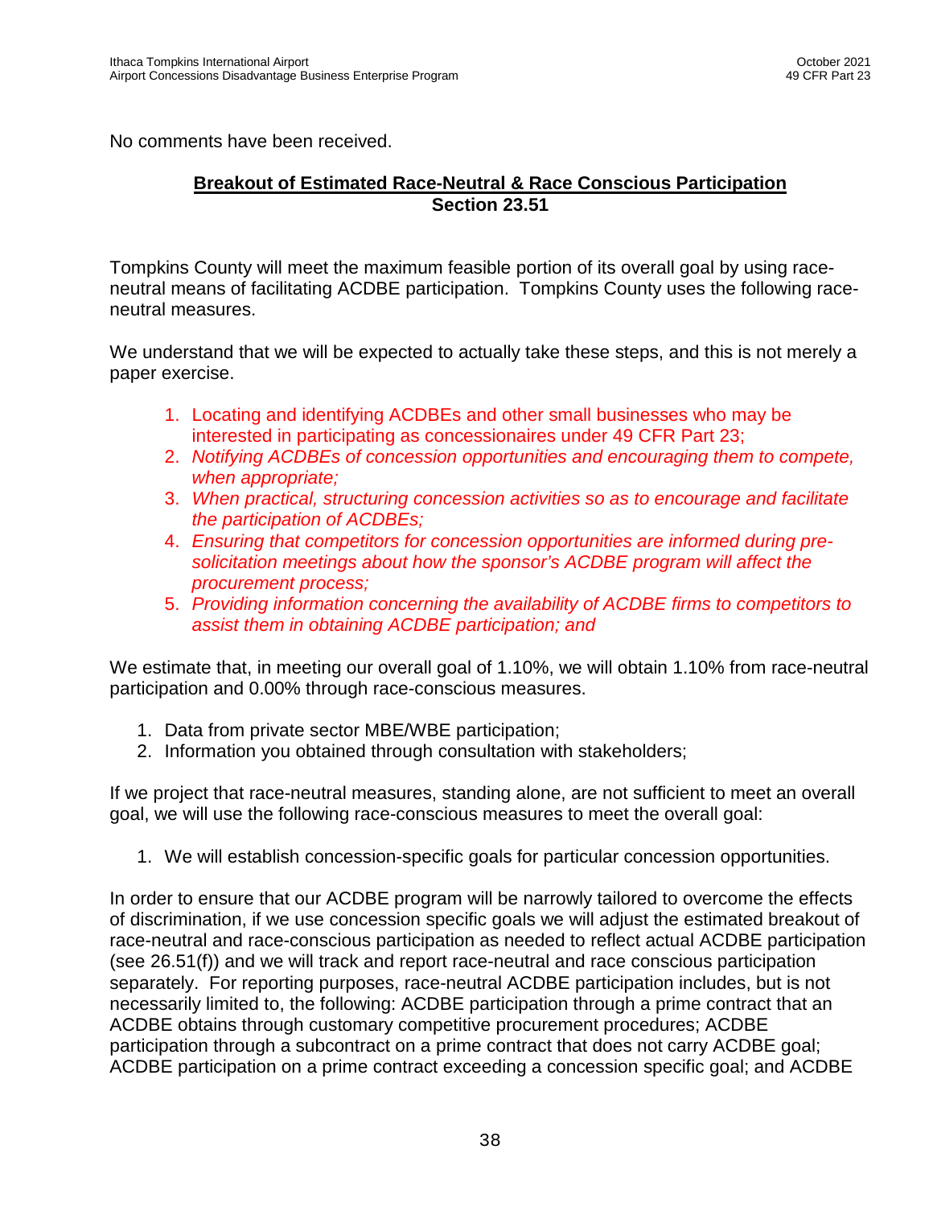No comments have been received.

**Breakout of Estimated Race-Neutral & Race Conscious Participation**
**Section 23.51**

Tompkins County will meet the maximum feasible portion of its overall goal by using race-neutral means of facilitating ACDBE participation. Tompkins County uses the following race-neutral measures.

We understand that we will be expected to actually take these steps, and this is not merely a paper exercise.

1. Locating and identifying ACDBEs and other small businesses who may be interested in participating as concessionaires under 49 CFR Part 23;
2. *Notifying ACDBEs of concession opportunities and encouraging them to compete, when appropriate;*
3. *When practical, structuring concession activities so as to encourage and facilitate the participation of ACDBEs;*
4. *Ensuring that competitors for concession opportunities are informed during pre-solicitation meetings about how the sponsor's ACDBE program will affect the procurement process;*
5. *Providing information concerning the availability of ACDBE firms to competitors to assist them in obtaining ACDBE participation; and*

We estimate that, in meeting our overall goal of 1.10%, we will obtain 1.10% from race-neutral participation and 0.00% through race-conscious measures.

1. Data from private sector MBE/WBE participation;
2. Information you obtained through consultation with stakeholders;

If we project that race-neutral measures, standing alone, are not sufficient to meet an overall goal, we will use the following race-conscious measures to meet the overall goal:

1. We will establish concession-specific goals for particular concession opportunities.

In order to ensure that our ACDBE program will be narrowly tailored to overcome the effects of discrimination, if we use concession specific goals we will adjust the estimated breakout of race-neutral and race-conscious participation as needed to reflect actual ACDBE participation (see 26.51(f)) and we will track and report race-neutral and race conscious participation separately. For reporting purposes, race-neutral ACDBE participation includes, but is not necessarily limited to, the following: ACDBE participation through a prime contract that an ACDBE obtains through customary competitive procurement procedures; ACDBE participation through a subcontract on a prime contract that does not carry ACDBE goal; ACDBE participation on a prime contract exceeding a concession specific goal; and ACDBE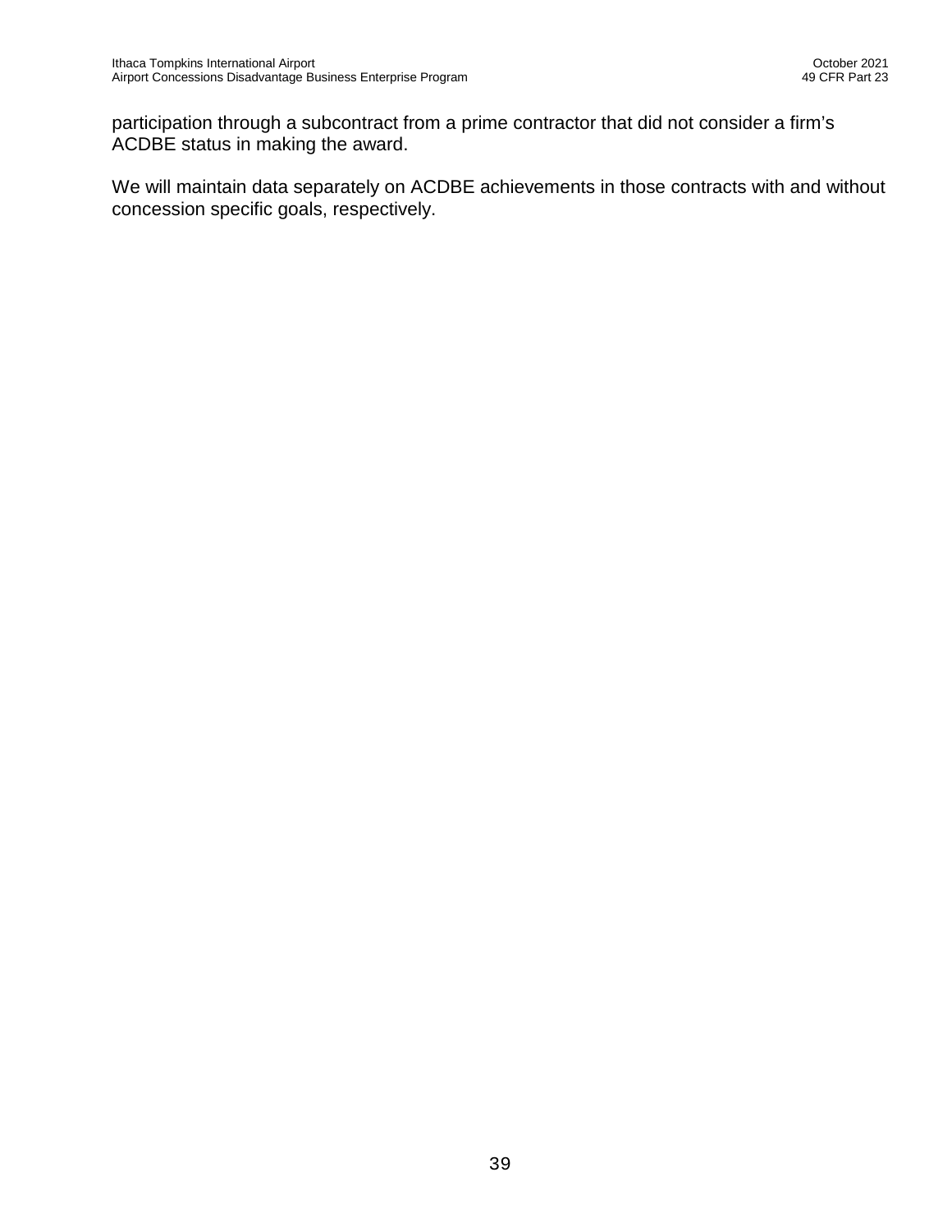participation through a subcontract from a prime contractor that did not consider a firm's ACDBE status in making the award.

We will maintain data separately on ACDBE achievements in those contracts with and without concession specific goals, respectively.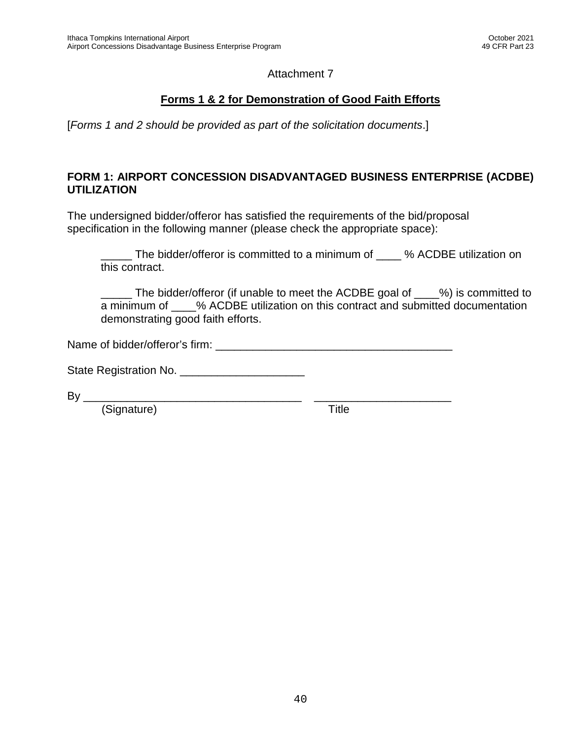Attachment 7

## Forms 1 & 2 for Demonstration of Good Faith Efforts

[*Forms 1 and 2 should be provided as part of the solicitation documents*.]

### FORM 1: AIRPORT CONCESSION DISADVANTAGED BUSINESS ENTERPRISE (ACDBE) UTILIZATION

The undersigned bidder/offeror has satisfied the requirements of the bid/proposal specification in the following manner (please check the appropriate space):

_____ The bidder/offeror is committed to a minimum of ____ % ACDBE utilization on this contract.

_____ The bidder/offeror (if unable to meet the ACDBE goal of ____%) is committed to a minimum of ____% ACDBE utilization on this contract and submitted documentation demonstrating good faith efforts.

Name of bidder/offeror's firm: _____________________________________

State Registration No. ___________________

By ___________________________________ ______________________
(Signature) Title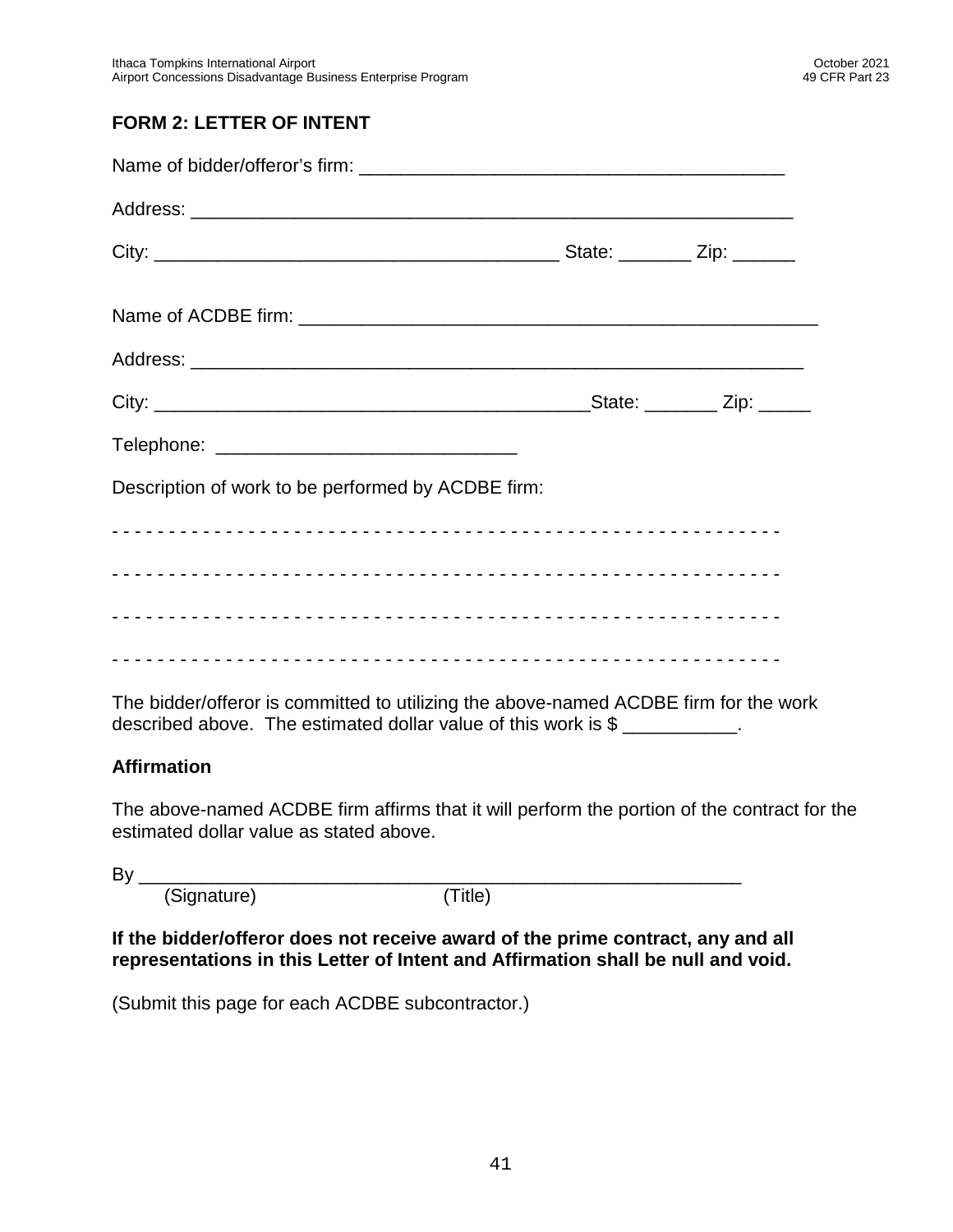## FORM 2: LETTER OF INTENT

Name of bidder/offeror's firm: ________________________________________

Address: ________________________________________________________

City: _____________________________________ State: _______ Zip: ______

Name of ACDBE firm: __________________________________________________

Address: _________________________________________________________

City: __________________________________________State: _______ Zip: _____

Telephone: ____________________________

Description of work to be performed by ACDBE firm:

- - - - - - - - - - - - - - - - - - - - - - - - - - - - - - - - - - - - - - - - - - - - - - - - - - - - - - - - - - - - -

- - - - - - - - - - - - - - - - - - - - - - - - - - - - - - - - - - - - - - - - - - - - - - - - - - - - - - - - - - - - -

- - - - - - - - - - - - - - - - - - - - - - - - - - - - - - - - - - - - - - - - - - - - - - - - - - - - - - - - - - - - -

- - - - - - - - - - - - - - - - - - - - - - - - - - - - - - - - - - - - - - - - - - - - - - - - - - - - - - - - - - - - -

The bidder/offeror is committed to utilizing the above-named ACDBE firm for the work described above. The estimated dollar value of this work is $ ___________.

### Affirmation

The above-named ACDBE firm affirms that it will perform the portion of the contract for the estimated dollar value as stated above.

By _________________________________________________________
(Signature) (Title)

**If the bidder/offeror does not receive award of the prime contract, any and all representations in this Letter of Intent and Affirmation shall be null and void.**

(Submit this page for each ACDBE subcontractor.)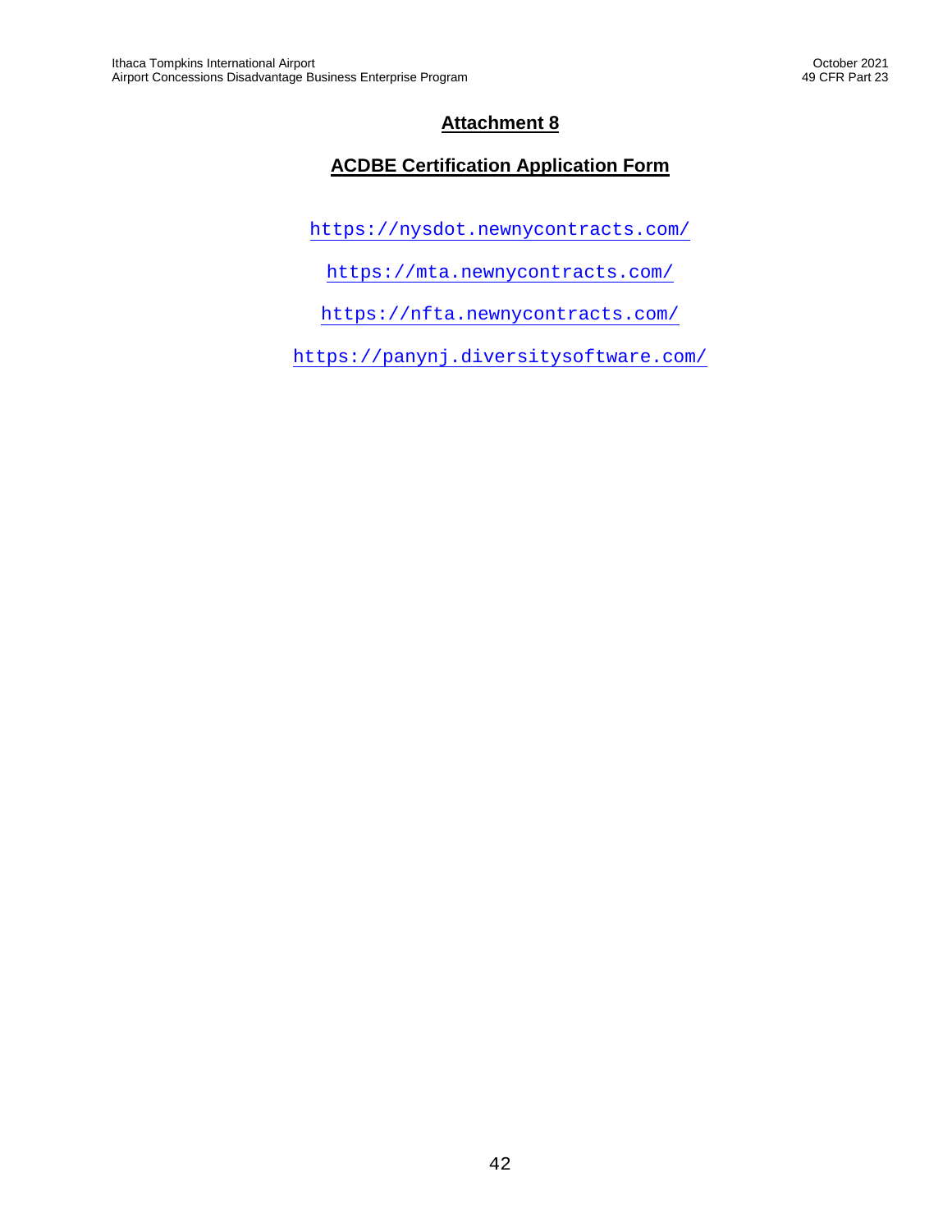# Attachment 8

## ACDBE Certification Application Form

https://nysdot.newnycontracts.com/

https://mta.newnycontracts.com/

https://nfta.newnycontracts.com/

https://panynj.diversitysoftware.com/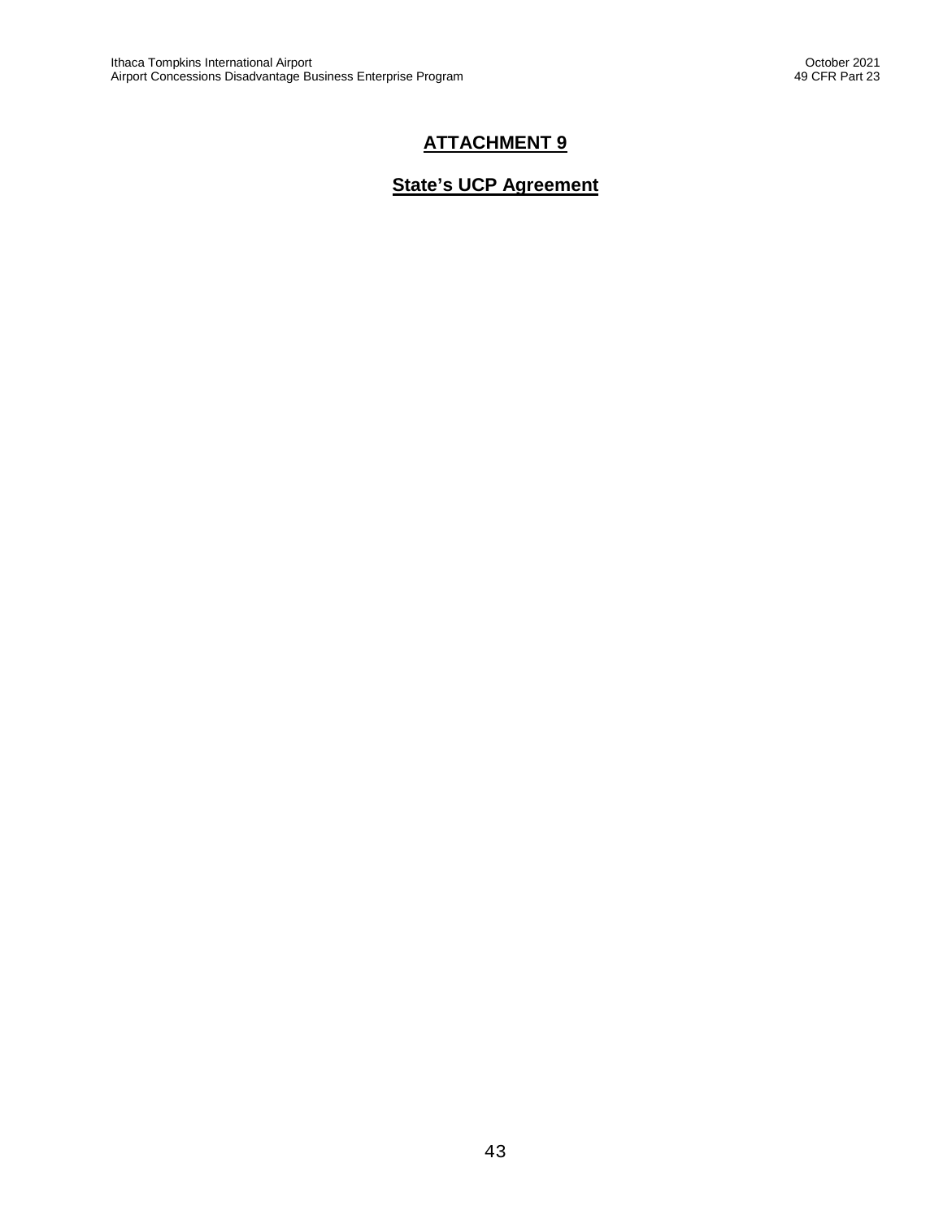# ATTACHMENT 9

## State's UCP Agreement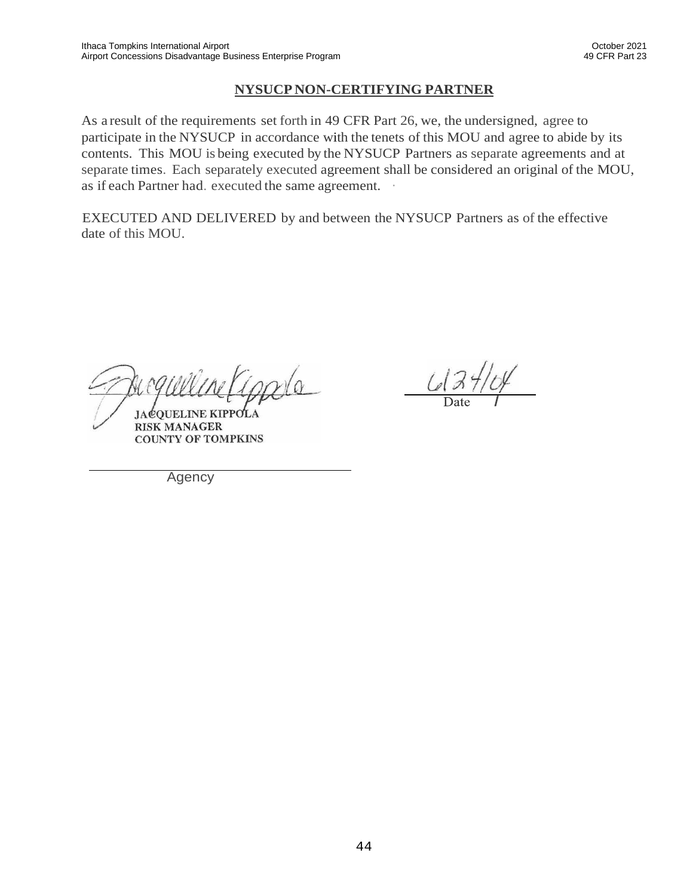## NYSUCP NON-CERTIFYING PARTNER

As a result of the requirements set forth in 49 CFR Part 26, we, the undersigned, agree to participate in the NYSUCP in accordance with the tenets of this MOU and agree to abide by its contents. This MOU is being executed by the NYSUCP Partners as separate agreements and at separate times. Each separately executed agreement shall be considered an original of the MOU, as if each Partner had. executed the same agreement.

EXECUTED AND DELIVERED by and between the NYSUCP Partners as of the effective date of this MOU.

Jacqueline Kippola
JACQUELINE KIPPOLA
RISK MANAGER
COUNTY OF TOMPKINS

6/24/04
Date

Agency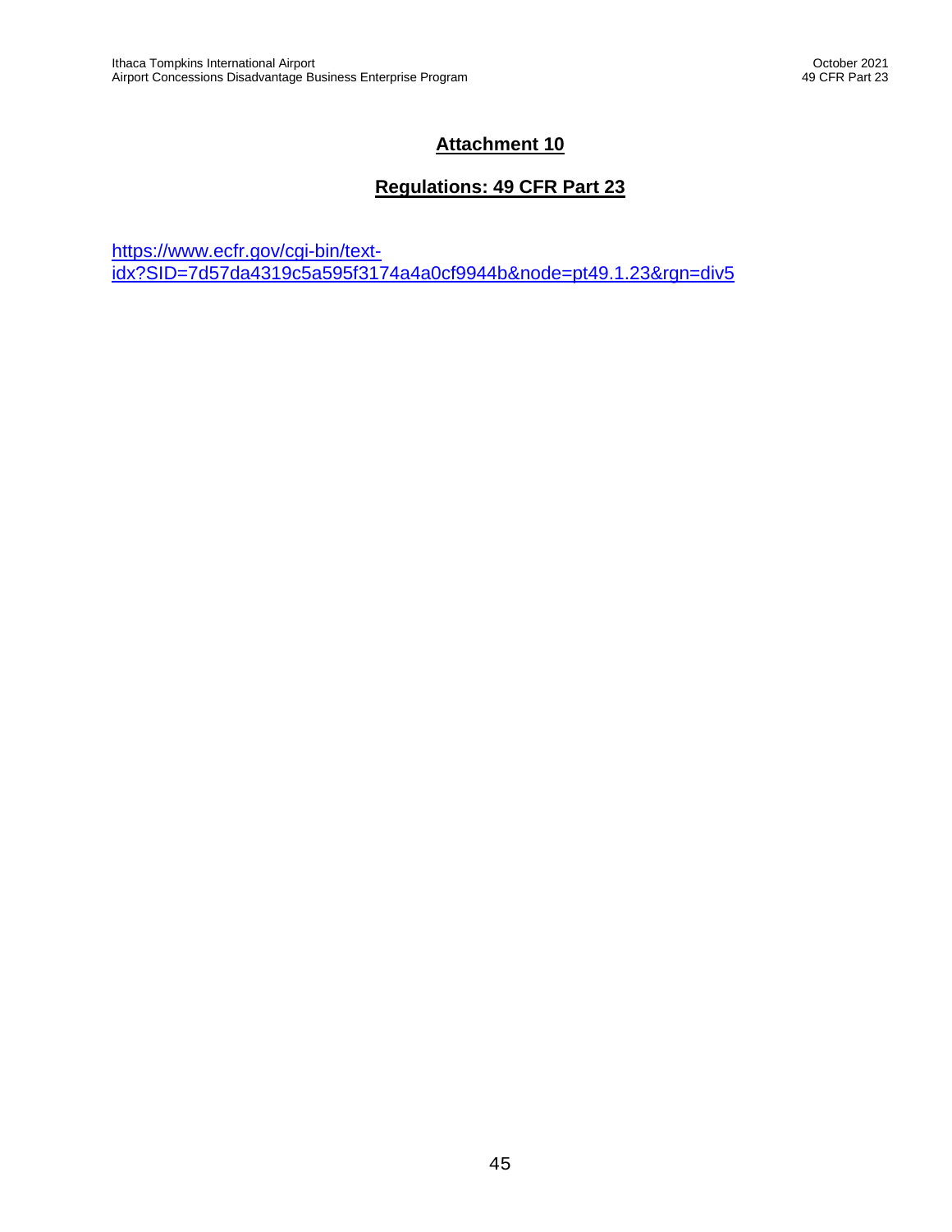# Attachment 10

## Regulations: 49 CFR Part 23

https://www.ecfr.gov/cgi-bin/text-idx?SID=7d57da4319c5a595f3174a4a0cf9944b&node=pt49.1.23&rgn=div5